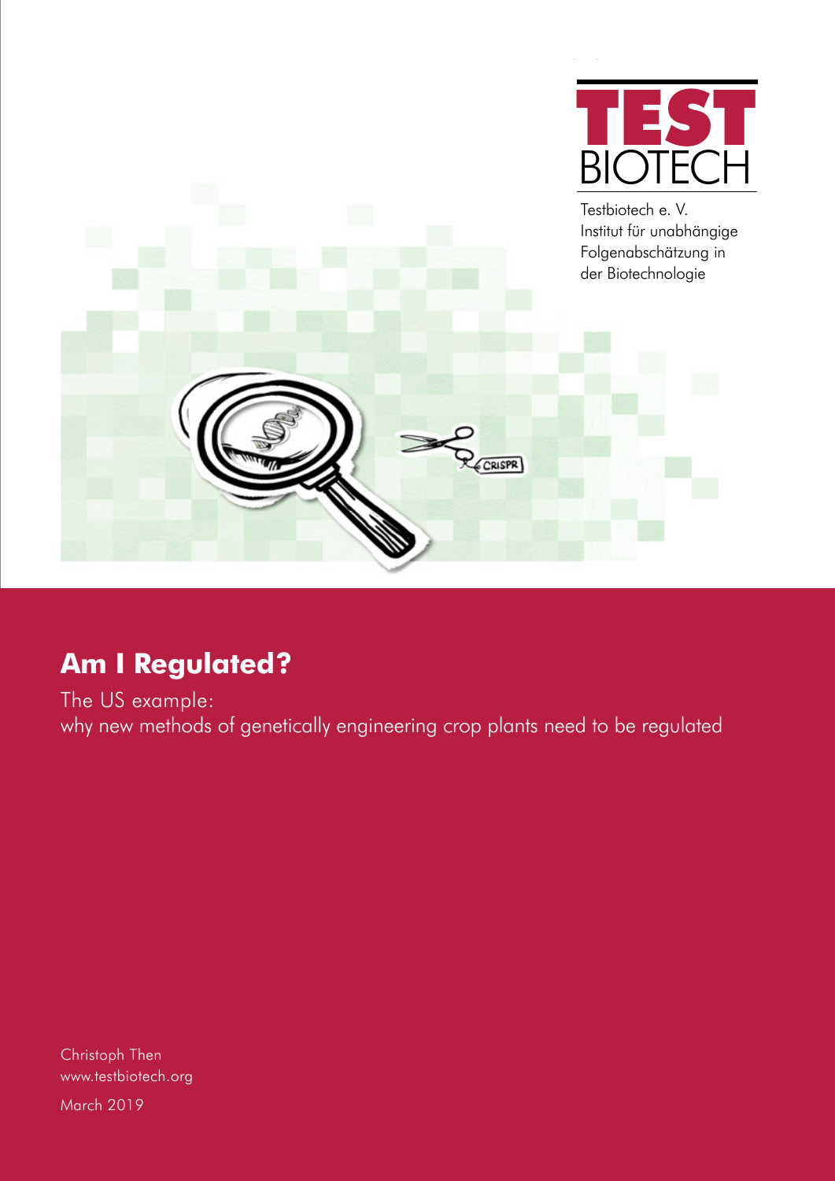TEST BIOTECH

Testbiotech e. V.
Institut für unabhängige Folgenabschätzung in der Biotechnologie

# Am I Regulated?

The US example:
why new methods of genetically engineering crop plants need to be regulated

Christoph Then
www.testbiotech.org

March 2019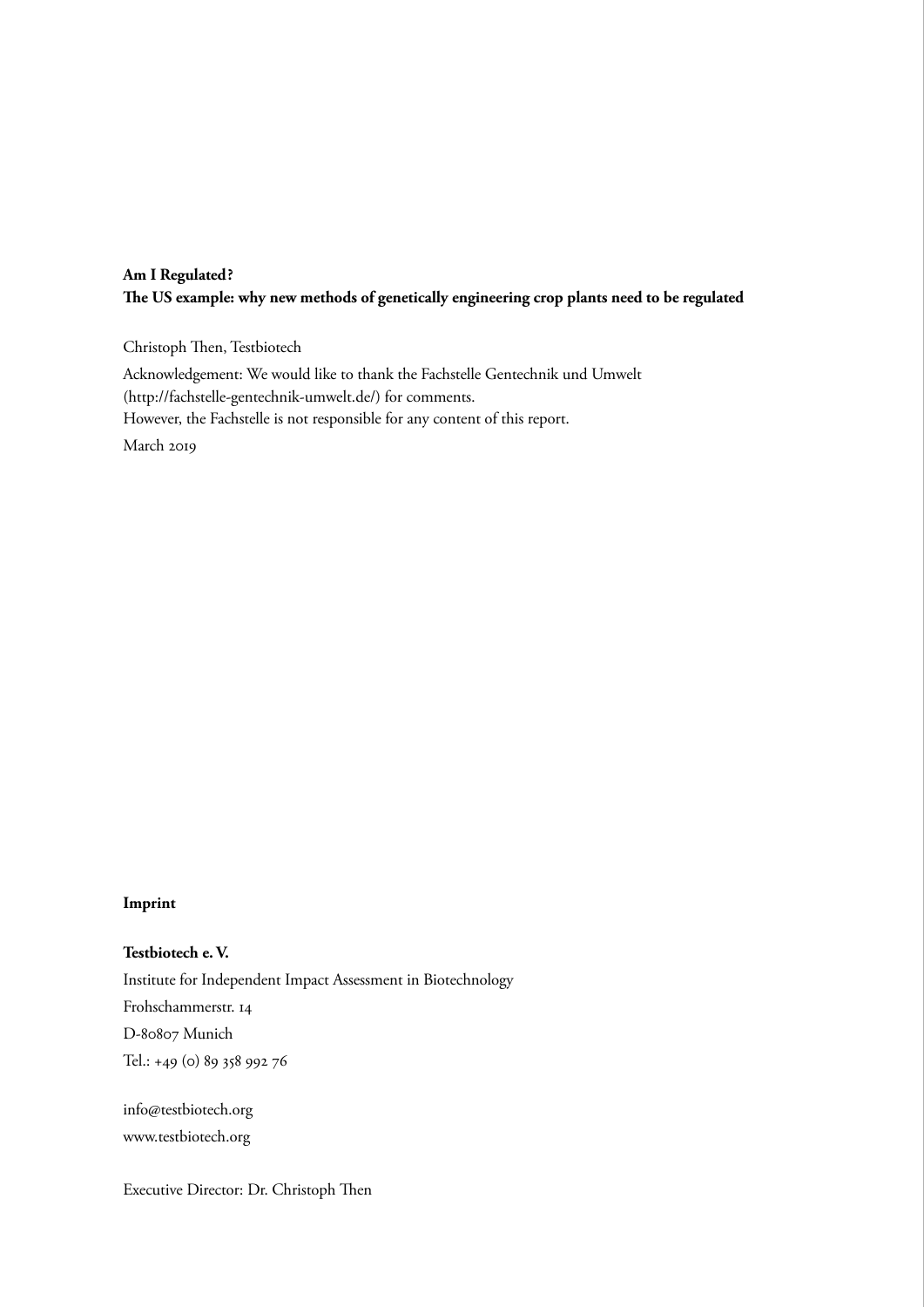**Am I Regulated?**
**The US example: why new methods of genetically engineering crop plants need to be regulated**

Christoph Then, Testbiotech

Acknowledgement: We would like to thank the Fachstelle Gentechnik und Umwelt (http://fachstelle-gentechnik-umwelt.de/) for comments.
However, the Fachstelle is not responsible for any content of this report.

March 2019

**Imprint**

**Testbiotech e. V.**
Institute for Independent Impact Assessment in Biotechnology
Frohschammerstr. 14
D-80807 Munich
Tel.: +49 (0) 89 358 992 76

info@testbiotech.org
www.testbiotech.org

Executive Director: Dr. Christoph Then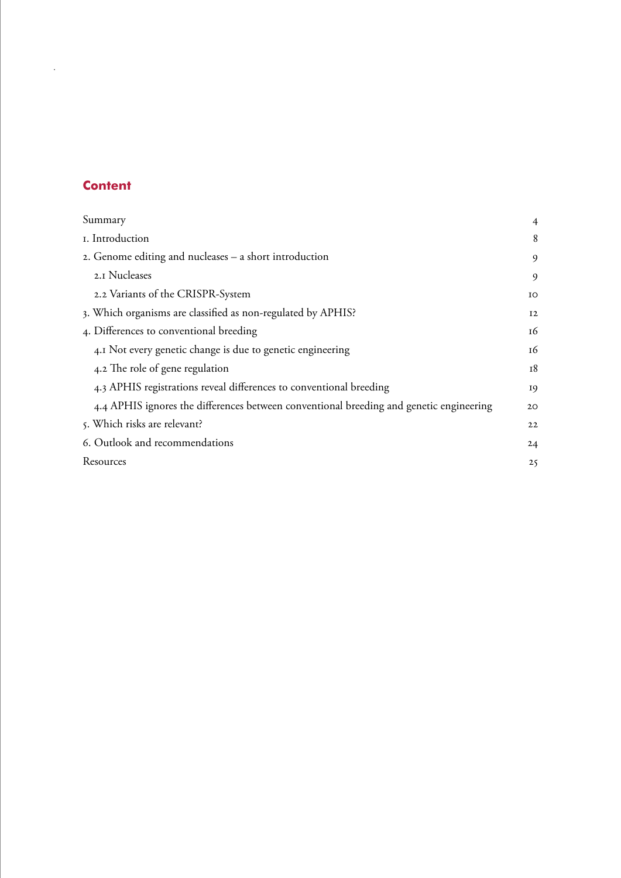## Content

| | |
|---|---|
| Summary | 4 |
| 1. Introduction | 8 |
| 2. Genome editing and nucleases – a short introduction | 9 |
| 2.1 Nucleases | 9 |
| 2.2 Variants of the CRISPR-System | 10 |
| 3. Which organisms are classified as non-regulated by APHIS? | 12 |
| 4. Differences to conventional breeding | 16 |
| 4.1 Not every genetic change is due to genetic engineering | 16 |
| 4.2 The role of gene regulation | 18 |
| 4.3 APHIS registrations reveal differences to conventional breeding | 19 |
| 4.4 APHIS ignores the differences between conventional breeding and genetic engineering | 20 |
| 5. Which risks are relevant? | 22 |
| 6. Outlook and recommendations | 24 |
| Resources | 25 |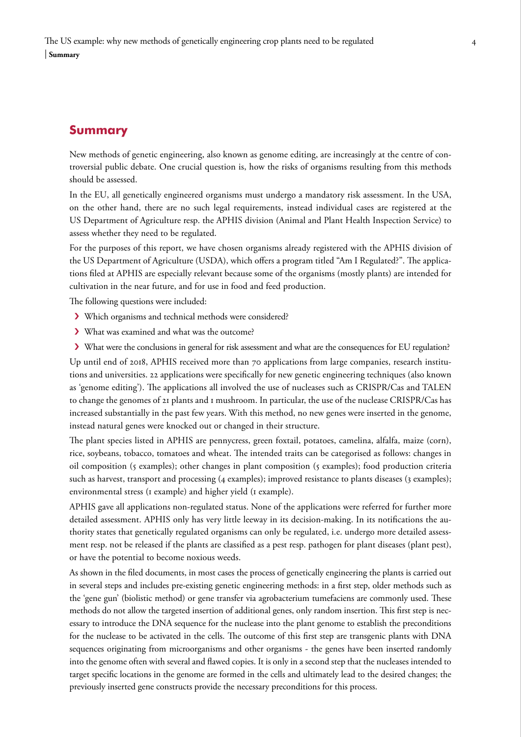## Summary

New methods of genetic engineering, also known as genome editing, are increasingly at the centre of controversial public debate. One crucial question is, how the risks of organisms resulting from this methods should be assessed.

In the EU, all genetically engineered organisms must undergo a mandatory risk assessment. In the USA, on the other hand, there are no such legal requirements, instead individual cases are registered at the US Department of Agriculture resp. the APHIS division (Animal and Plant Health Inspection Service) to assess whether they need to be regulated.

For the purposes of this report, we have chosen organisms already registered with the APHIS division of the US Department of Agriculture (USDA), which offers a program titled "Am I Regulated?". The applications filed at APHIS are especially relevant because some of the organisms (mostly plants) are intended for cultivation in the near future, and for use in food and feed production.

The following questions were included:

- Which organisms and technical methods were considered?
- What was examined and what was the outcome?
- What were the conclusions in general for risk assessment and what are the consequences for EU regulation?

Up until end of 2018, APHIS received more than 70 applications from large companies, research institutions and universities. 22 applications were specifically for new genetic engineering techniques (also known as 'genome editing'). The applications all involved the use of nucleases such as CRISPR/Cas and TALEN to change the genomes of 21 plants and 1 mushroom. In particular, the use of the nuclease CRISPR/Cas has increased substantially in the past few years. With this method, no new genes were inserted in the genome, instead natural genes were knocked out or changed in their structure.

The plant species listed in APHIS are pennycress, green foxtail, potatoes, camelina, alfalfa, maize (corn), rice, soybeans, tobacco, tomatoes and wheat. The intended traits can be categorised as follows: changes in oil composition (5 examples); other changes in plant composition (5 examples); food production criteria such as harvest, transport and processing (4 examples); improved resistance to plants diseases (3 examples); environmental stress (1 example) and higher yield (1 example).

APHIS gave all applications non-regulated status. None of the applications were referred for further more detailed assessment. APHIS only has very little leeway in its decision-making. In its notifications the authority states that genetically regulated organisms can only be regulated, i.e. undergo more detailed assessment resp. not be released if the plants are classified as a pest resp. pathogen for plant diseases (plant pest), or have the potential to become noxious weeds.

As shown in the filed documents, in most cases the process of genetically engineering the plants is carried out in several steps and includes pre-existing genetic engineering methods: in a first step, older methods such as the 'gene gun' (biolistic method) or gene transfer via agrobacterium tumefaciens are commonly used. These methods do not allow the targeted insertion of additional genes, only random insertion. This first step is necessary to introduce the DNA sequence for the nuclease into the plant genome to establish the preconditions for the nuclease to be activated in the cells. The outcome of this first step are transgenic plants with DNA sequences originating from microorganisms and other organisms - the genes have been inserted randomly into the genome often with several and flawed copies. It is only in a second step that the nucleases intended to target specific locations in the genome are formed in the cells and ultimately lead to the desired changes; the previously inserted gene constructs provide the necessary preconditions for this process.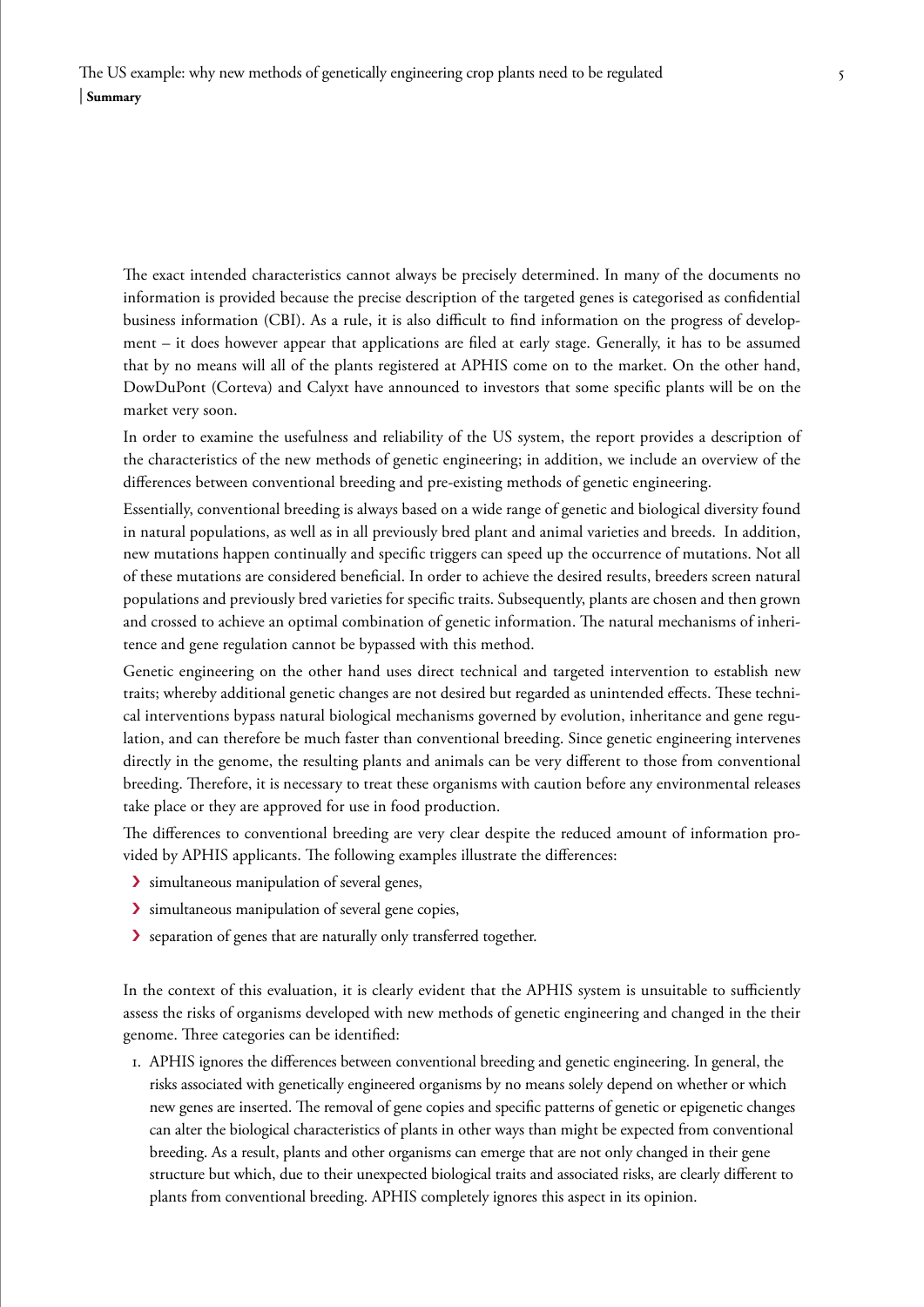The exact intended characteristics cannot always be precisely determined. In many of the documents no information is provided because the precise description of the targeted genes is categorised as confidential business information (CBI). As a rule, it is also difficult to find information on the progress of development – it does however appear that applications are filed at early stage. Generally, it has to be assumed that by no means will all of the plants registered at APHIS come on to the market. On the other hand, DowDuPont (Corteva) and Calyxt have announced to investors that some specific plants will be on the market very soon.

In order to examine the usefulness and reliability of the US system, the report provides a description of the characteristics of the new methods of genetic engineering; in addition, we include an overview of the differences between conventional breeding and pre-existing methods of genetic engineering.

Essentially, conventional breeding is always based on a wide range of genetic and biological diversity found in natural populations, as well as in all previously bred plant and animal varieties and breeds. In addition, new mutations happen continually and specific triggers can speed up the occurrence of mutations. Not all of these mutations are considered beneficial. In order to achieve the desired results, breeders screen natural populations and previously bred varieties for specific traits. Subsequently, plants are chosen and then grown and crossed to achieve an optimal combination of genetic information. The natural mechanisms of inheritence and gene regulation cannot be bypassed with this method.

Genetic engineering on the other hand uses direct technical and targeted intervention to establish new traits; whereby additional genetic changes are not desired but regarded as unintended effects. These technical interventions bypass natural biological mechanisms governed by evolution, inheritance and gene regulation, and can therefore be much faster than conventional breeding. Since genetic engineering intervenes directly in the genome, the resulting plants and animals can be very different to those from conventional breeding. Therefore, it is necessary to treat these organisms with caution before any environmental releases take place or they are approved for use in food production.

The differences to conventional breeding are very clear despite the reduced amount of information provided by APHIS applicants. The following examples illustrate the differences:

- simultaneous manipulation of several genes,
- simultaneous manipulation of several gene copies,
- separation of genes that are naturally only transferred together.

In the context of this evaluation, it is clearly evident that the APHIS system is unsuitable to sufficiently assess the risks of organisms developed with new methods of genetic engineering and changed in the their genome. Three categories can be identified:

1. APHIS ignores the differences between conventional breeding and genetic engineering. In general, the risks associated with genetically engineered organisms by no means solely depend on whether or which new genes are inserted. The removal of gene copies and specific patterns of genetic or epigenetic changes can alter the biological characteristics of plants in other ways than might be expected from conventional breeding. As a result, plants and other organisms can emerge that are not only changed in their gene structure but which, due to their unexpected biological traits and associated risks, are clearly different to plants from conventional breeding. APHIS completely ignores this aspect in its opinion.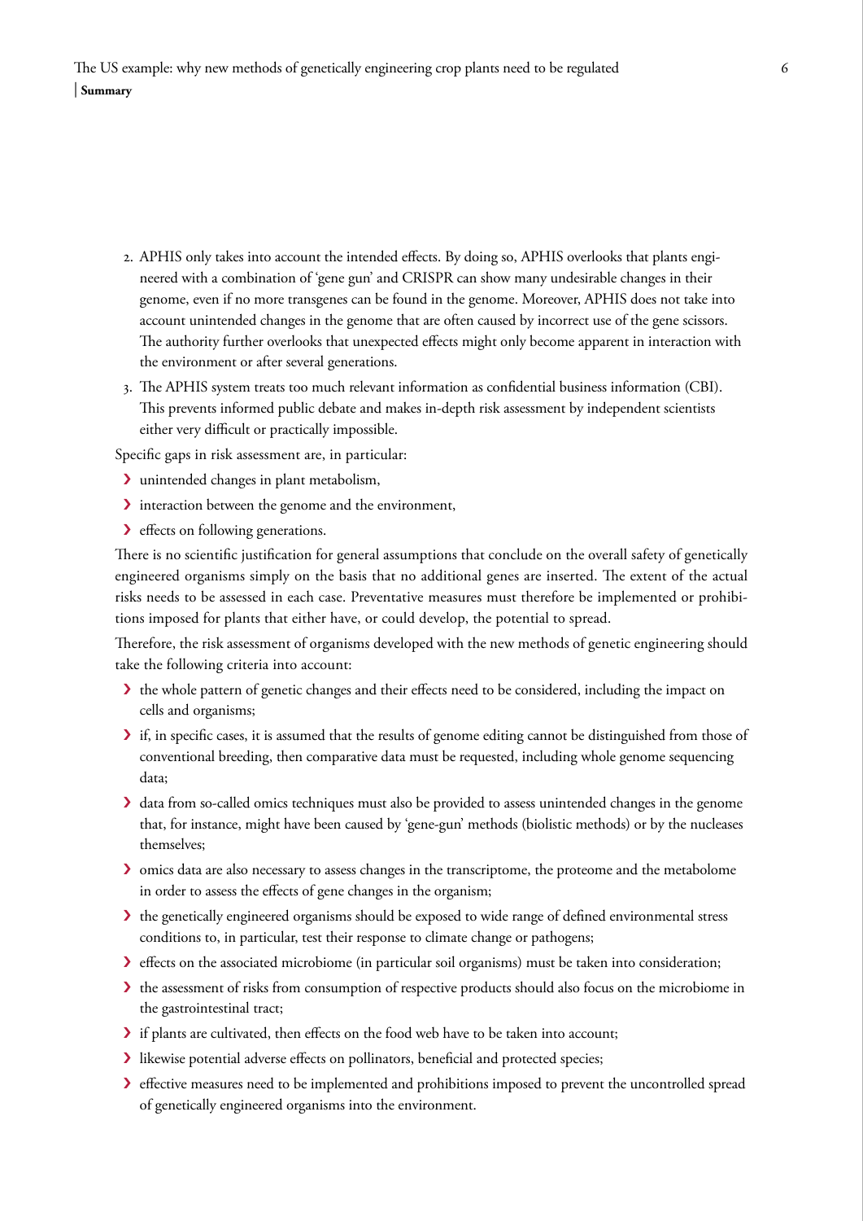2. APHIS only takes into account the intended effects. By doing so, APHIS overlooks that plants engineered with a combination of 'gene gun' and CRISPR can show many undesirable changes in their genome, even if no more transgenes can be found in the genome. Moreover, APHIS does not take into account unintended changes in the genome that are often caused by incorrect use of the gene scissors. The authority further overlooks that unexpected effects might only become apparent in interaction with the environment or after several generations.
3. The APHIS system treats too much relevant information as confidential business information (CBI). This prevents informed public debate and makes in-depth risk assessment by independent scientists either very difficult or practically impossible.

Specific gaps in risk assessment are, in particular:

- unintended changes in plant metabolism,
- interaction between the genome and the environment,
- effects on following generations.

There is no scientific justification for general assumptions that conclude on the overall safety of genetically engineered organisms simply on the basis that no additional genes are inserted. The extent of the actual risks needs to be assessed in each case. Preventative measures must therefore be implemented or prohibitions imposed for plants that either have, or could develop, the potential to spread.

Therefore, the risk assessment of organisms developed with the new methods of genetic engineering should take the following criteria into account:

- the whole pattern of genetic changes and their effects need to be considered, including the impact on cells and organisms;
- if, in specific cases, it is assumed that the results of genome editing cannot be distinguished from those of conventional breeding, then comparative data must be requested, including whole genome sequencing data;
- data from so-called omics techniques must also be provided to assess unintended changes in the genome that, for instance, might have been caused by 'gene-gun' methods (biolistic methods) or by the nucleases themselves;
- omics data are also necessary to assess changes in the transcriptome, the proteome and the metabolome in order to assess the effects of gene changes in the organism;
- the genetically engineered organisms should be exposed to wide range of defined environmental stress conditions to, in particular, test their response to climate change or pathogens;
- effects on the associated microbiome (in particular soil organisms) must be taken into consideration;
- the assessment of risks from consumption of respective products should also focus on the microbiome in the gastrointestinal tract;
- if plants are cultivated, then effects on the food web have to be taken into account;
- likewise potential adverse effects on pollinators, beneficial and protected species;
- effective measures need to be implemented and prohibitions imposed to prevent the uncontrolled spread of genetically engineered organisms into the environment.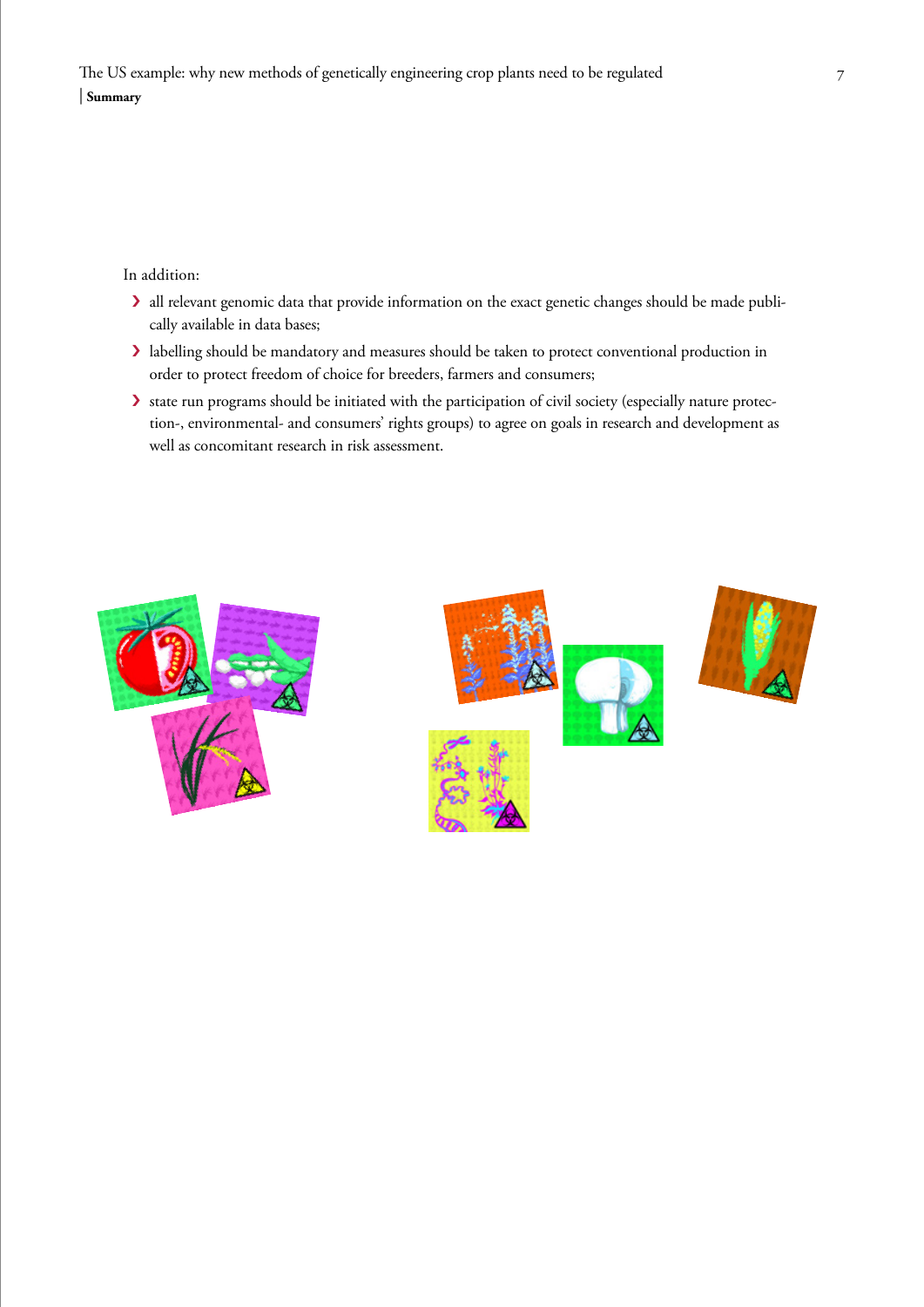In addition:

- all relevant genomic data that provide information on the exact genetic changes should be made publically available in data bases;
- labelling should be mandatory and measures should be taken to protect conventional production in order to protect freedom of choice for breeders, farmers and consumers;
- state run programs should be initiated with the participation of civil society (especially nature protection-, environmental- and consumers' rights groups) to agree on goals in research and development as well as concomitant research in risk assessment.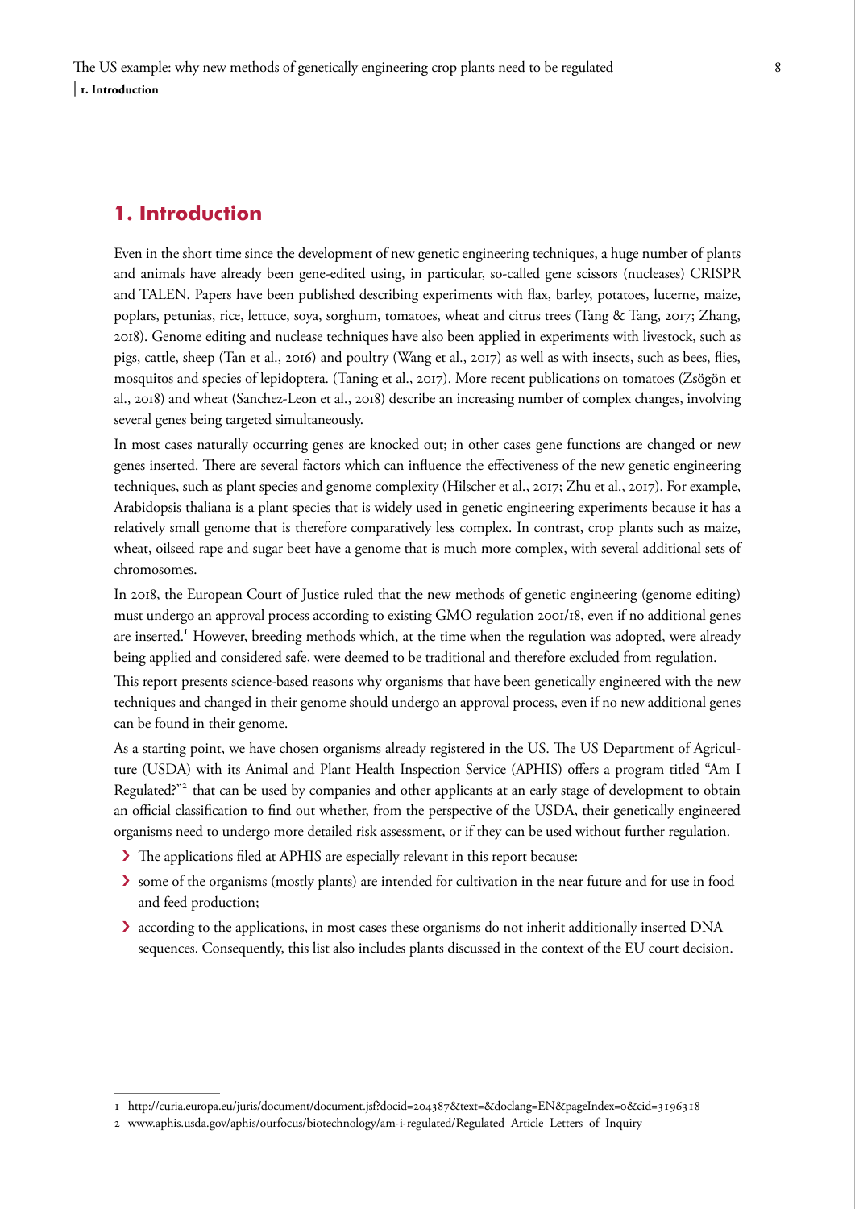## 1. Introduction

Even in the short time since the development of new genetic engineering techniques, a huge number of plants and animals have already been gene-edited using, in particular, so-called gene scissors (nucleases) CRISPR and TALEN. Papers have been published describing experiments with flax, barley, potatoes, lucerne, maize, poplars, petunias, rice, lettuce, soya, sorghum, tomatoes, wheat and citrus trees (Tang & Tang, 2017; Zhang, 2018). Genome editing and nuclease techniques have also been applied in experiments with livestock, such as pigs, cattle, sheep (Tan et al., 2016) and poultry (Wang et al., 2017) as well as with insects, such as bees, flies, mosquitos and species of lepidoptera. (Taning et al., 2017). More recent publications on tomatoes (Zsögön et al., 2018) and wheat (Sanchez-Leon et al., 2018) describe an increasing number of complex changes, involving several genes being targeted simultaneously.

In most cases naturally occurring genes are knocked out; in other cases gene functions are changed or new genes inserted. There are several factors which can influence the effectiveness of the new genetic engineering techniques, such as plant species and genome complexity (Hilscher et al., 2017; Zhu et al., 2017). For example, Arabidopsis thaliana is a plant species that is widely used in genetic engineering experiments because it has a relatively small genome that is therefore comparatively less complex. In contrast, crop plants such as maize, wheat, oilseed rape and sugar beet have a genome that is much more complex, with several additional sets of chromosomes.

In 2018, the European Court of Justice ruled that the new methods of genetic engineering (genome editing) must undergo an approval process according to existing GMO regulation 2001/18, even if no additional genes are inserted.[1] However, breeding methods which, at the time when the regulation was adopted, were already being applied and considered safe, were deemed to be traditional and therefore excluded from regulation.

This report presents science-based reasons why organisms that have been genetically engineered with the new techniques and changed in their genome should undergo an approval process, even if no new additional genes can be found in their genome.

As a starting point, we have chosen organisms already registered in the US. The US Department of Agriculture (USDA) with its Animal and Plant Health Inspection Service (APHIS) offers a program titled "Am I Regulated?"[2] that can be used by companies and other applicants at an early stage of development to obtain an official classification to find out whether, from the perspective of the USDA, their genetically engineered organisms need to undergo more detailed risk assessment, or if they can be used without further regulation.

- The applications filed at APHIS are especially relevant in this report because:
- some of the organisms (mostly plants) are intended for cultivation in the near future and for use in food and feed production;
- according to the applications, in most cases these organisms do not inherit additionally inserted DNA sequences. Consequently, this list also includes plants discussed in the context of the EU court decision.

---

1 http://curia.europa.eu/juris/document/document.jsf?docid=204387&text=&doclang=EN&pageIndex=0&cid=3196318

2 www.aphis.usda.gov/aphis/ourfocus/biotechnology/am-i-regulated/Regulated_Article_Letters_of_Inquiry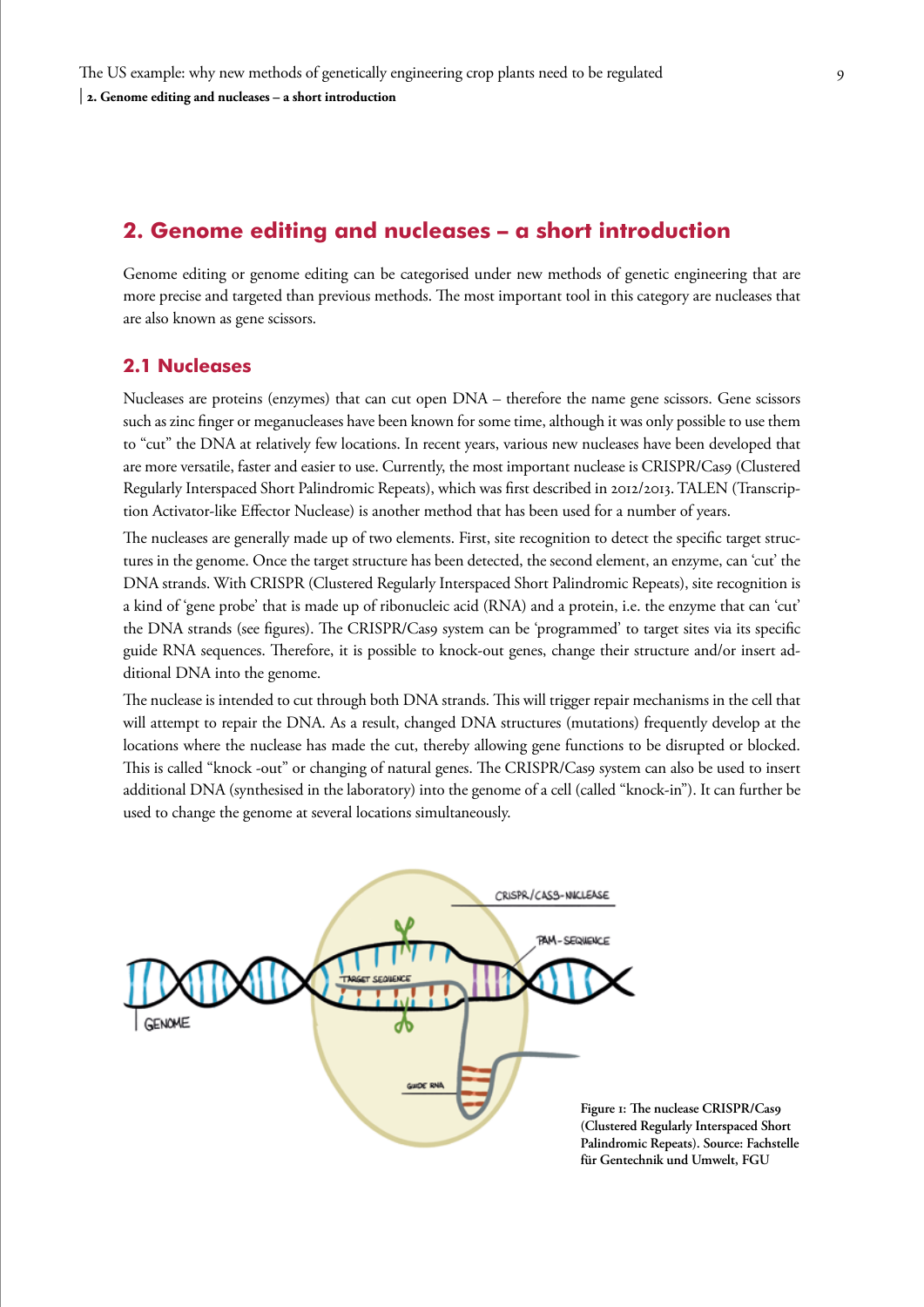## 2. Genome editing and nucleases – a short introduction

Genome editing or genome editing can be categorised under new methods of genetic engineering that are more precise and targeted than previous methods. The most important tool in this category are nucleases that are also known as gene scissors.

### 2.1 Nucleases

Nucleases are proteins (enzymes) that can cut open DNA – therefore the name gene scissors. Gene scissors such as zinc finger or meganucleases have been known for some time, although it was only possible to use them to "cut" the DNA at relatively few locations. In recent years, various new nucleases have been developed that are more versatile, faster and easier to use. Currently, the most important nuclease is CRISPR/Cas9 (Clustered Regularly Interspaced Short Palindromic Repeats), which was first described in 2012/2013. TALEN (Transcription Activator-like Effector Nuclease) is another method that has been used for a number of years.

The nucleases are generally made up of two elements. First, site recognition to detect the specific target structures in the genome. Once the target structure has been detected, the second element, an enzyme, can 'cut' the DNA strands. With CRISPR (Clustered Regularly Interspaced Short Palindromic Repeats), site recognition is a kind of 'gene probe' that is made up of ribonucleic acid (RNA) and a protein, i.e. the enzyme that can 'cut' the DNA strands (see figures). The CRISPR/Cas9 system can be 'programmed' to target sites via its specific guide RNA sequences. Therefore, it is possible to knock-out genes, change their structure and/or insert additional DNA into the genome.

The nuclease is intended to cut through both DNA strands. This will trigger repair mechanisms in the cell that will attempt to repair the DNA. As a result, changed DNA structures (mutations) frequently develop at the locations where the nuclease has made the cut, thereby allowing gene functions to be disrupted or blocked. This is called "knock -out" or changing of natural genes. The CRISPR/Cas9 system can also be used to insert additional DNA (synthesised in the laboratory) into the genome of a cell (called "knock-in"). It can further be used to change the genome at several locations simultaneously.

**Figure 1: The nuclease CRISPR/Cas9 (Clustered Regularly Interspaced Short Palindromic Repeats). Source: Fachstelle für Gentechnik und Umwelt, FGU**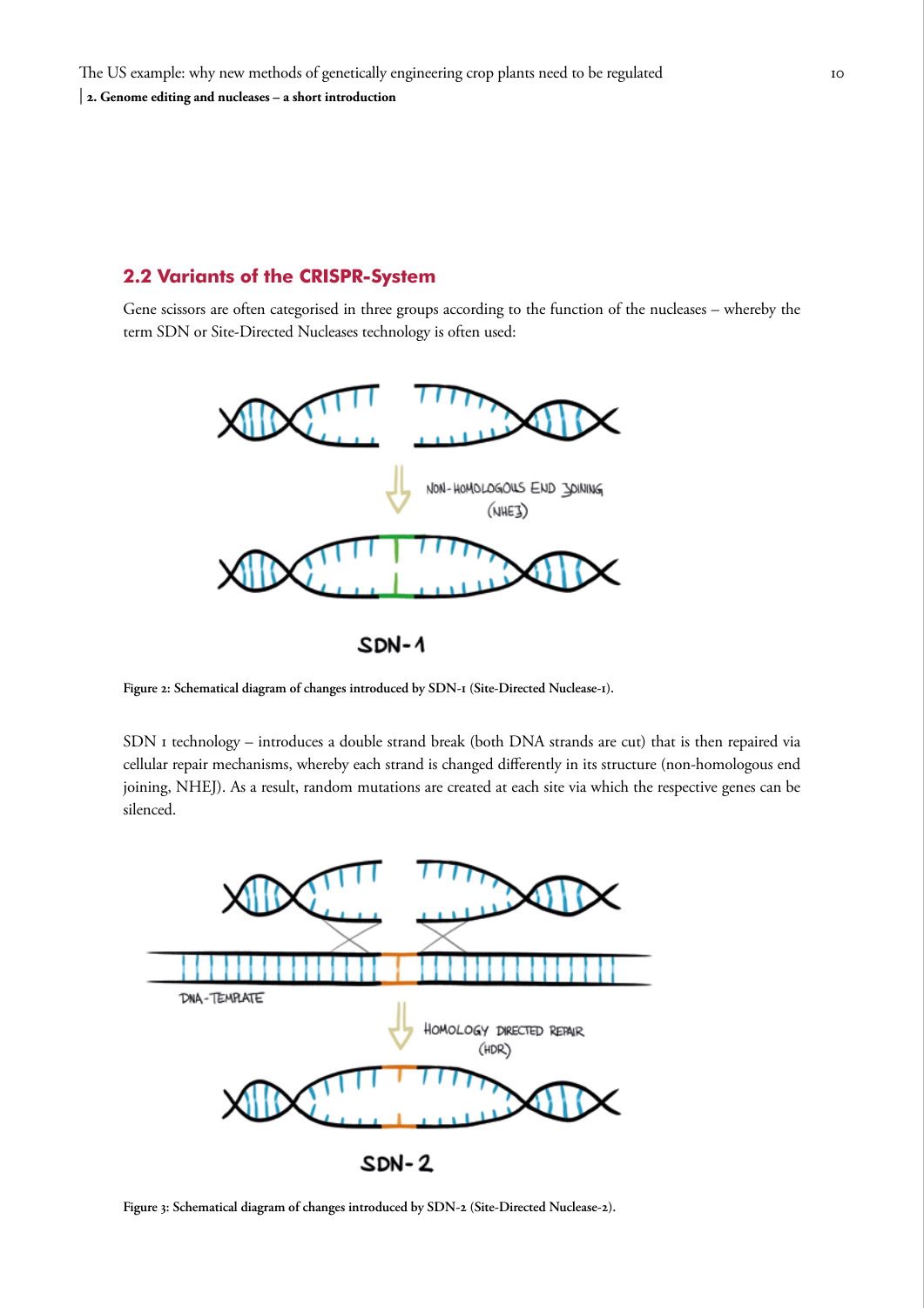## 2.2 Variants of the CRISPR-System

Gene scissors are often categorised in three groups according to the function of the nucleases – whereby the term SDN or Site-Directed Nucleases technology is often used:

Figure 2: Schematical diagram of changes introduced by SDN-1 (Site-Directed Nuclease-1).

SDN 1 technology – introduces a double strand break (both DNA strands are cut) that is then repaired via cellular repair mechanisms, whereby each strand is changed differently in its structure (non-homologous end joining, NHEJ). As a result, random mutations are created at each site via which the respective genes can be silenced.

Figure 3: Schematical diagram of changes introduced by SDN-2 (Site-Directed Nuclease-2).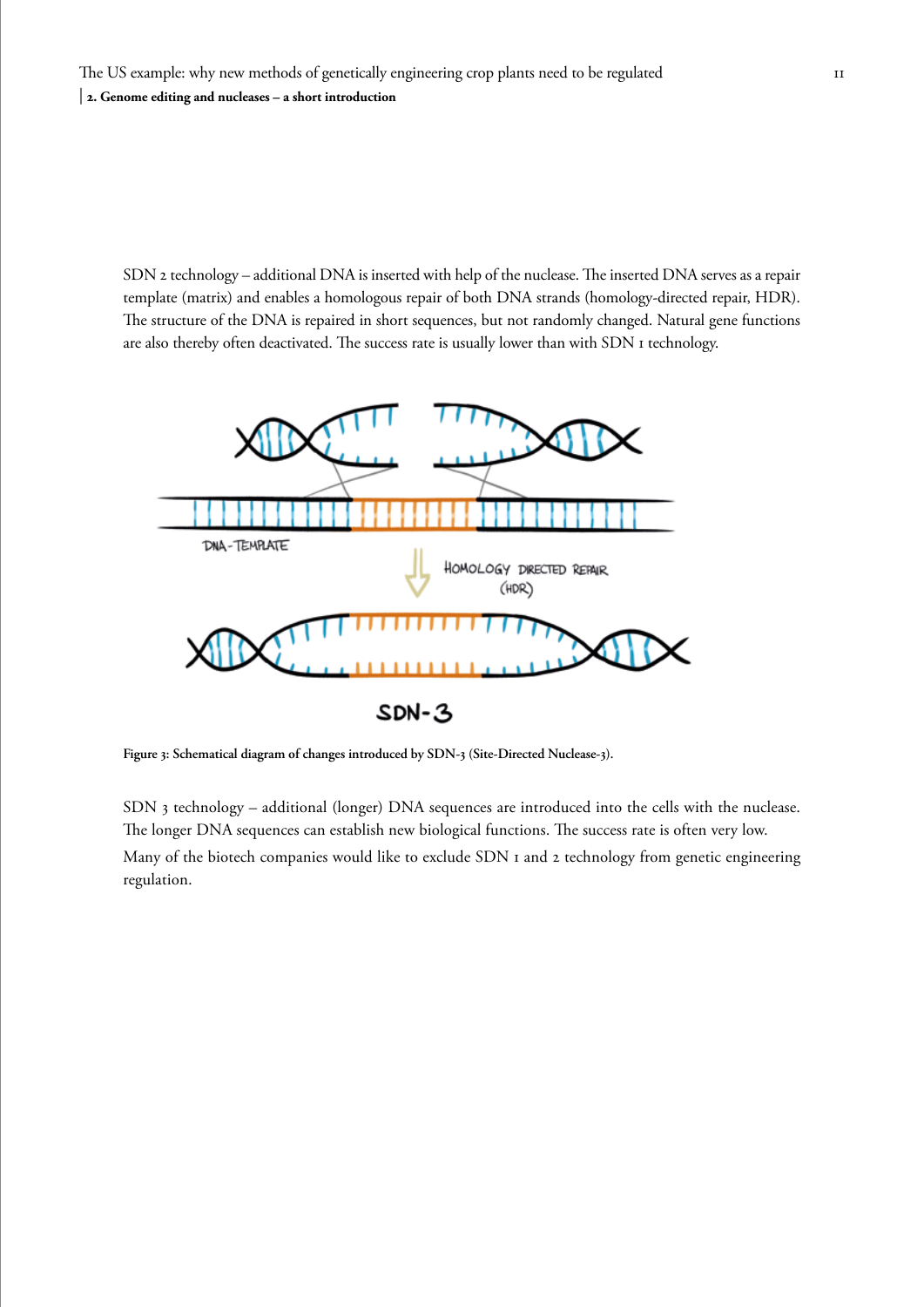SDN 2 technology – additional DNA is inserted with help of the nuclease. The inserted DNA serves as a repair template (matrix) and enables a homologous repair of both DNA strands (homology-directed repair, HDR). The structure of the DNA is repaired in short sequences, but not randomly changed. Natural gene functions are also thereby often deactivated. The success rate is usually lower than with SDN 1 technology.

**Figure 3: Schematical diagram of changes introduced by SDN-3 (Site-Directed Nuclease-3).**

SDN 3 technology – additional (longer) DNA sequences are introduced into the cells with the nuclease. The longer DNA sequences can establish new biological functions. The success rate is often very low.

Many of the biotech companies would like to exclude SDN 1 and 2 technology from genetic engineering regulation.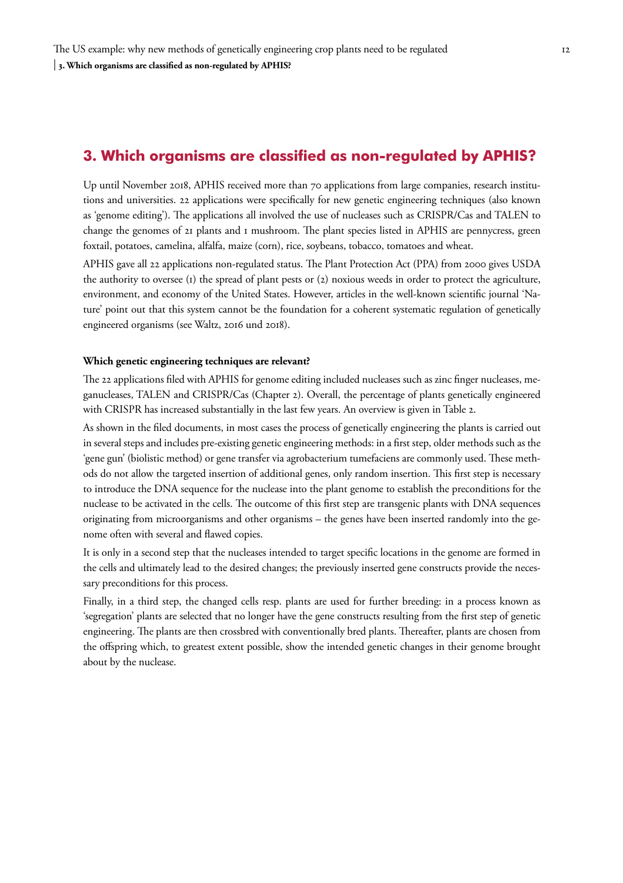## 3. Which organisms are classified as non-regulated by APHIS?

Up until November 2018, APHIS received more than 70 applications from large companies, research institutions and universities. 22 applications were specifically for new genetic engineering techniques (also known as 'genome editing'). The applications all involved the use of nucleases such as CRISPR/Cas and TALEN to change the genomes of 21 plants and 1 mushroom. The plant species listed in APHIS are pennycress, green foxtail, potatoes, camelina, alfalfa, maize (corn), rice, soybeans, tobacco, tomatoes and wheat.

APHIS gave all 22 applications non-regulated status. The Plant Protection Act (PPA) from 2000 gives USDA the authority to oversee (1) the spread of plant pests or (2) noxious weeds in order to protect the agriculture, environment, and economy of the United States. However, articles in the well-known scientific journal 'Nature' point out that this system cannot be the foundation for a coherent systematic regulation of genetically engineered organisms (see Waltz, 2016 und 2018).

**Which genetic engineering techniques are relevant?**

The 22 applications filed with APHIS for genome editing included nucleases such as zinc finger nucleases, meganucleases, TALEN and CRISPR/Cas (Chapter 2). Overall, the percentage of plants genetically engineered with CRISPR has increased substantially in the last few years. An overview is given in Table 2.

As shown in the filed documents, in most cases the process of genetically engineering the plants is carried out in several steps and includes pre-existing genetic engineering methods: in a first step, older methods such as the 'gene gun' (biolistic method) or gene transfer via agrobacterium tumefaciens are commonly used. These methods do not allow the targeted insertion of additional genes, only random insertion. This first step is necessary to introduce the DNA sequence for the nuclease into the plant genome to establish the preconditions for the nuclease to be activated in the cells. The outcome of this first step are transgenic plants with DNA sequences originating from microorganisms and other organisms – the genes have been inserted randomly into the genome often with several and flawed copies.

It is only in a second step that the nucleases intended to target specific locations in the genome are formed in the cells and ultimately lead to the desired changes; the previously inserted gene constructs provide the necessary preconditions for this process.

Finally, in a third step, the changed cells resp. plants are used for further breeding: in a process known as 'segregation' plants are selected that no longer have the gene constructs resulting from the first step of genetic engineering. The plants are then crossbred with conventionally bred plants. Thereafter, plants are chosen from the offspring which, to greatest extent possible, show the intended genetic changes in their genome brought about by the nuclease.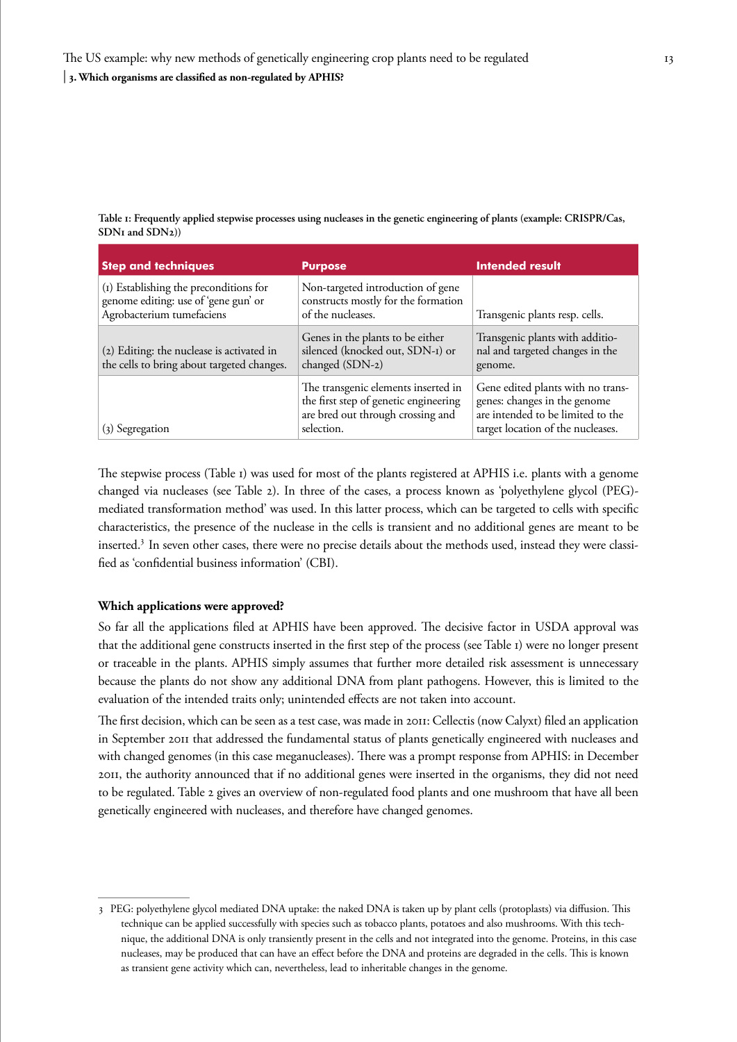**Table 1: Frequently applied stepwise processes using nucleases in the genetic engineering of plants (example: CRISPR/Cas, SDN1 and SDN2))**

| Step and techniques | Purpose | Intended result |
|---|---|---|
| (1) Establishing the preconditions for genome editing: use of 'gene gun' or Agrobacterium tumefaciens | Non-targeted introduction of gene constructs mostly for the formation of the nucleases. | Transgenic plants resp. cells. |
| (2) Editing: the nuclease is activated in the cells to bring about targeted changes. | Genes in the plants to be either silenced (knocked out, SDN-1) or changed (SDN-2) | Transgenic plants with additional and targeted changes in the genome. |
| (3) Segregation | The transgenic elements inserted in the first step of genetic engineering are bred out through crossing and selection. | Gene edited plants with no transgenes: changes in the genome are intended to be limited to the target location of the nucleases. |

The stepwise process (Table 1) was used for most of the plants registered at APHIS i.e. plants with a genome changed via nucleases (see Table 2). In three of the cases, a process known as 'polyethylene glycol (PEG)-mediated transformation method' was used. In this latter process, which can be targeted to cells with specific characteristics, the presence of the nuclease in the cells is transient and no additional genes are meant to be inserted.[3] In seven other cases, there were no precise details about the methods used, instead they were classified as 'confidential business information' (CBI).

### Which applications were approved?

So far all the applications filed at APHIS have been approved. The decisive factor in USDA approval was that the additional gene constructs inserted in the first step of the process (see Table 1) were no longer present or traceable in the plants. APHIS simply assumes that further more detailed risk assessment is unnecessary because the plants do not show any additional DNA from plant pathogens. However, this is limited to the evaluation of the intended traits only; unintended effects are not taken into account.

The first decision, which can be seen as a test case, was made in 2011: Cellectis (now Calyxt) filed an application in September 2011 that addressed the fundamental status of plants genetically engineered with nucleases and with changed genomes (in this case meganucleases). There was a prompt response from APHIS: in December 2011, the authority announced that if no additional genes were inserted in the organisms, they did not need to be regulated. Table 2 gives an overview of non-regulated food plants and one mushroom that have all been genetically engineered with nucleases, and therefore have changed genomes.

---

3 PEG: polyethylene glycol mediated DNA uptake: the naked DNA is taken up by plant cells (protoplasts) via diffusion. This technique can be applied successfully with species such as tobacco plants, potatoes and also mushrooms. With this technique, the additional DNA is only transiently present in the cells and not integrated into the genome. Proteins, in this case nucleases, may be produced that can have an effect before the DNA and proteins are degraded in the cells. This is known as transient gene activity which can, nevertheless, lead to inheritable changes in the genome.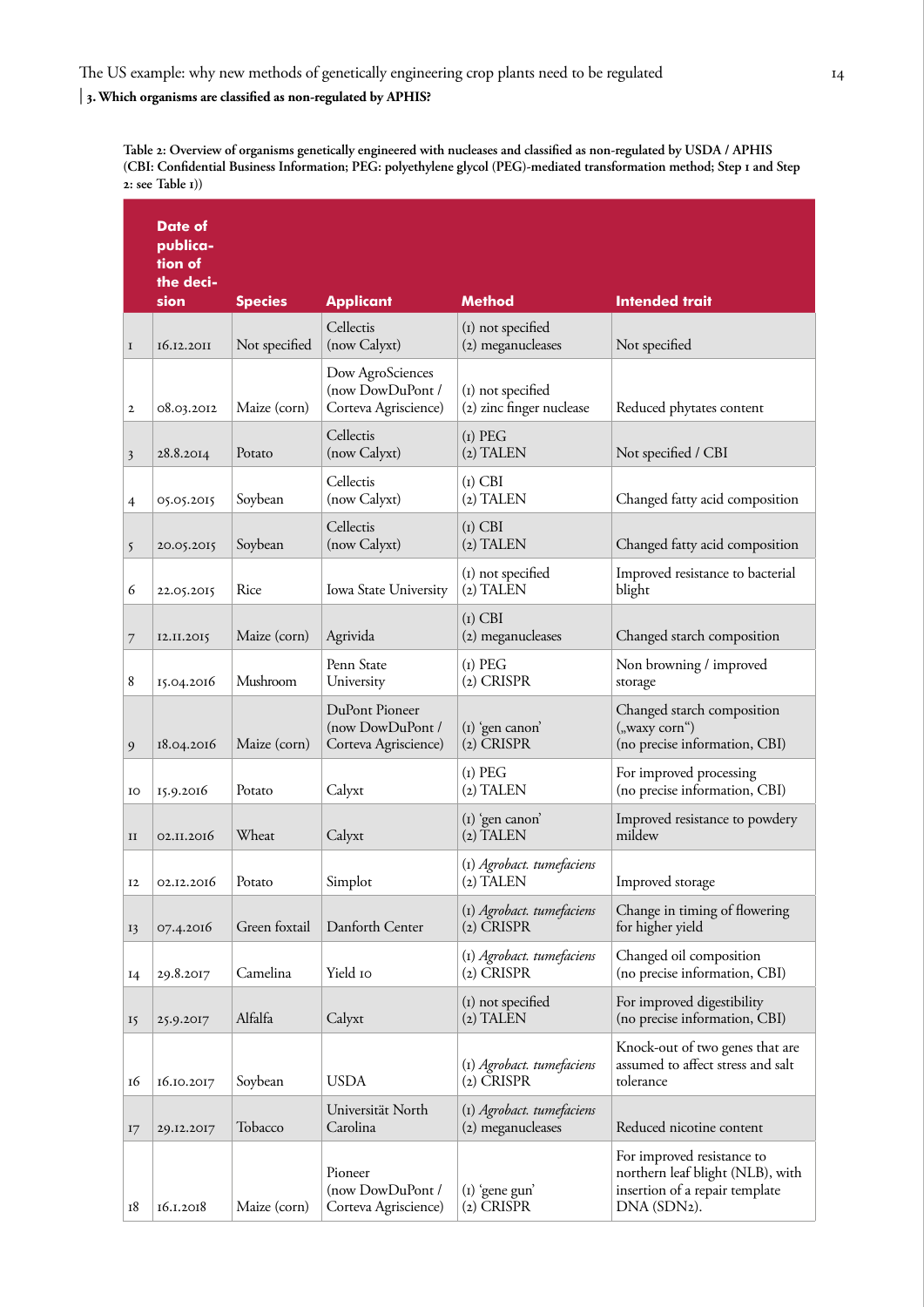### 3. Which organisms are classified as non-regulated by APHIS?

**Table 2: Overview of organisms genetically engineered with nucleases and classified as non-regulated by USDA / APHIS (CBI: Confidential Business Information; PEG: polyethylene glycol (PEG)-mediated transformation method; Step 1 and Step 2: see Table 1))**

| | Date of publication of the decision | Species | Applicant | Method | Intended trait |
|---|---|---|---|---|---|
| 1 | 16.12.2011 | Not specified | Cellectis (now Calyxt) | (1) not specified (2) meganucleases | Not specified |
| 2 | 08.03.2012 | Maize (corn) | Dow AgroSciences (now DowDuPont / Corteva Agriscience) | (1) not specified (2) zinc finger nuclease | Reduced phytates content |
| 3 | 28.8.2014 | Potato | Cellectis (now Calyxt) | (1) PEG (2) TALEN | Not specified / CBI |
| 4 | 05.05.2015 | Soybean | Cellectis (now Calyxt) | (1) CBI (2) TALEN | Changed fatty acid composition |
| 5 | 20.05.2015 | Soybean | Cellectis (now Calyxt) | (1) CBI (2) TALEN | Changed fatty acid composition |
| 6 | 22.05.2015 | Rice | Iowa State University | (1) not specified (2) TALEN | Improved resistance to bacterial blight |
| 7 | 12.11.2015 | Maize (corn) | Agrivida | (1) CBI (2) meganucleases | Changed starch composition |
| 8 | 15.04.2016 | Mushroom | Penn State University | (1) PEG (2) CRISPR | Non browning / improved storage |
| 9 | 18.04.2016 | Maize (corn) | DuPont Pioneer (now DowDuPont / Corteva Agriscience) | (1) 'gen canon' (2) CRISPR | Changed starch composition („waxy corn") (no precise information, CBI) |
| 10 | 15.9.2016 | Potato | Calyxt | (1) PEG (2) TALEN | For improved processing (no precise information, CBI) |
| 11 | 02.11.2016 | Wheat | Calyxt | (1) 'gen canon' (2) TALEN | Improved resistance to powdery mildew |
| 12 | 02.12.2016 | Potato | Simplot | (1) *Agrobact. tumefaciens* (2) TALEN | Improved storage |
| 13 | 07.4.2016 | Green foxtail | Danforth Center | (1) *Agrobact. tumefaciens* (2) CRISPR | Change in timing of flowering for higher yield |
| 14 | 29.8.2017 | Camelina | Yield 10 | (1) *Agrobact. tumefaciens* (2) CRISPR | Changed oil composition (no precise information, CBI) |
| 15 | 25.9.2017 | Alfalfa | Calyxt | (1) not specified (2) TALEN | For improved digestibility (no precise information, CBI) |
| 16 | 16.10.2017 | Soybean | USDA | (1) *Agrobact. tumefaciens* (2) CRISPR | Knock-out of two genes that are assumed to affect stress and salt tolerance |
| 17 | 29.12.2017 | Tobacco | Universität North Carolina | (1) *Agrobact. tumefaciens* (2) meganucleases | Reduced nicotine content |
| 18 | 16.1.2018 | Maize (corn) | Pioneer (now DowDuPont / Corteva Agriscience) | (1) 'gene gun' (2) CRISPR | For improved resistance to northern leaf blight (NLB), with insertion of a repair template DNA (SDN2). |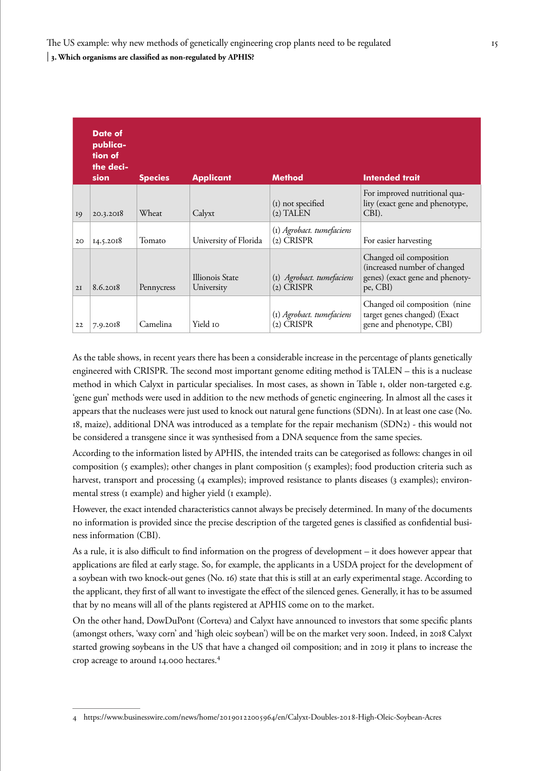| | Date of publication of the decision | Species | Applicant | Method | Intended trait |
|---|---|---|---|---|---|
| 19 | 20.3.2018 | Wheat | Calyxt | (1) not specified<br>(2) TALEN | For improved nutritional quality (exact gene and phenotype, CBI). |
| 20 | 14.5.2018 | Tomato | University of Florida | (1) *Agrobact. tumefaciens*<br>(2) CRISPR | For easier harvesting |
| 21 | 8.6.2018 | Pennycress | Illionois State University | (1) *Agrobact. tumefaciens*<br>(2) CRISPR | Changed oil composition (increased number of changed genes) (exact gene and phenotype, CBI) |
| 22 | 7.9.2018 | Camelina | Yield 10 | (1) *Agrobact. tumefaciens*<br>(2) CRISPR | Changed oil composition (nine target genes changed) (Exact gene and phenotype, CBI) |

As the table shows, in recent years there has been a considerable increase in the percentage of plants genetically engineered with CRISPR. The second most important genome editing method is TALEN – this is a nuclease method in which Calyxt in particular specialises. In most cases, as shown in Table 1, older non-targeted e.g. 'gene gun' methods were used in addition to the new methods of genetic engineering. In almost all the cases it appears that the nucleases were just used to knock out natural gene functions (SDN1). In at least one case (No. 18, maize), additional DNA was introduced as a template for the repair mechanism (SDN2) - this would not be considered a transgene since it was synthesised from a DNA sequence from the same species.

According to the information listed by APHIS, the intended traits can be categorised as follows: changes in oil composition (5 examples); other changes in plant composition (5 examples); food production criteria such as harvest, transport and processing (4 examples); improved resistance to plants diseases (3 examples); environmental stress (1 example) and higher yield (1 example).

However, the exact intended characteristics cannot always be precisely determined. In many of the documents no information is provided since the precise description of the targeted genes is classified as confidential business information (CBI).

As a rule, it is also difficult to find information on the progress of development – it does however appear that applications are filed at early stage. So, for example, the applicants in a USDA project for the development of a soybean with two knock-out genes (No. 16) state that this is still at an early experimental stage. According to the applicant, they first of all want to investigate the effect of the silenced genes. Generally, it has to be assumed that by no means will all of the plants registered at APHIS come on to the market.

On the other hand, DowDuPont (Corteva) and Calyxt have announced to investors that some specific plants (amongst others, 'waxy corn' and 'high oleic soybean') will be on the market very soon. Indeed, in 2018 Calyxt started growing soybeans in the US that have a changed oil composition; and in 2019 it plans to increase the crop acreage to around 14.000 hectares.[4]

---

4 https://www.businesswire.com/news/home/20190122005964/en/Calyxt-Doubles-2018-High-Oleic-Soybean-Acres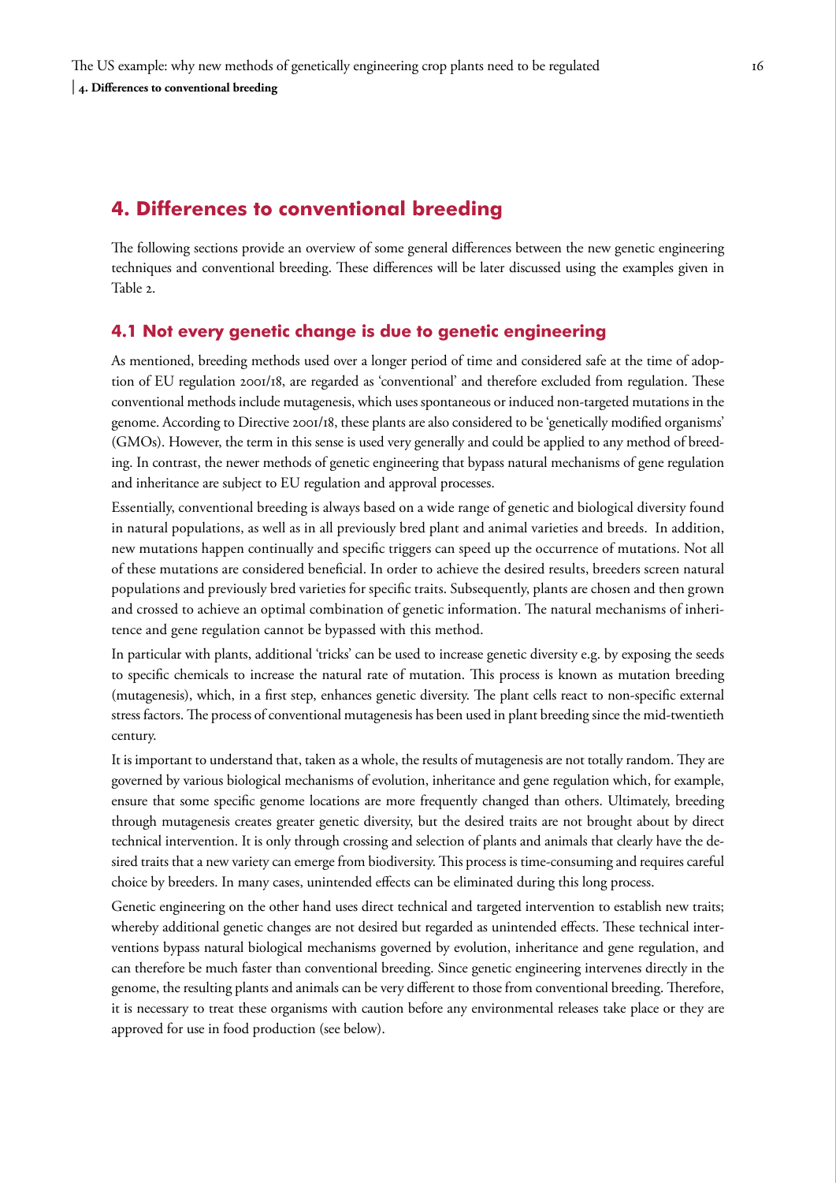## 4. Differences to conventional breeding

The following sections provide an overview of some general differences between the new genetic engineering techniques and conventional breeding. These differences will be later discussed using the examples given in Table 2.

### 4.1 Not every genetic change is due to genetic engineering

As mentioned, breeding methods used over a longer period of time and considered safe at the time of adoption of EU regulation 2001/18, are regarded as 'conventional' and therefore excluded from regulation. These conventional methods include mutagenesis, which uses spontaneous or induced non-targeted mutations in the genome. According to Directive 2001/18, these plants are also considered to be 'genetically modified organisms' (GMOs). However, the term in this sense is used very generally and could be applied to any method of breeding. In contrast, the newer methods of genetic engineering that bypass natural mechanisms of gene regulation and inheritance are subject to EU regulation and approval processes.

Essentially, conventional breeding is always based on a wide range of genetic and biological diversity found in natural populations, as well as in all previously bred plant and animal varieties and breeds. In addition, new mutations happen continually and specific triggers can speed up the occurrence of mutations. Not all of these mutations are considered beneficial. In order to achieve the desired results, breeders screen natural populations and previously bred varieties for specific traits. Subsequently, plants are chosen and then grown and crossed to achieve an optimal combination of genetic information. The natural mechanisms of inheritence and gene regulation cannot be bypassed with this method.

In particular with plants, additional 'tricks' can be used to increase genetic diversity e.g. by exposing the seeds to specific chemicals to increase the natural rate of mutation. This process is known as mutation breeding (mutagenesis), which, in a first step, enhances genetic diversity. The plant cells react to non-specific external stress factors. The process of conventional mutagenesis has been used in plant breeding since the mid-twentieth century.

It is important to understand that, taken as a whole, the results of mutagenesis are not totally random. They are governed by various biological mechanisms of evolution, inheritance and gene regulation which, for example, ensure that some specific genome locations are more frequently changed than others. Ultimately, breeding through mutagenesis creates greater genetic diversity, but the desired traits are not brought about by direct technical intervention. It is only through crossing and selection of plants and animals that clearly have the desired traits that a new variety can emerge from biodiversity. This process is time-consuming and requires careful choice by breeders. In many cases, unintended effects can be eliminated during this long process.

Genetic engineering on the other hand uses direct technical and targeted intervention to establish new traits; whereby additional genetic changes are not desired but regarded as unintended effects. These technical interventions bypass natural biological mechanisms governed by evolution, inheritance and gene regulation, and can therefore be much faster than conventional breeding. Since genetic engineering intervenes directly in the genome, the resulting plants and animals can be very different to those from conventional breeding. Therefore, it is necessary to treat these organisms with caution before any environmental releases take place or they are approved for use in food production (see below).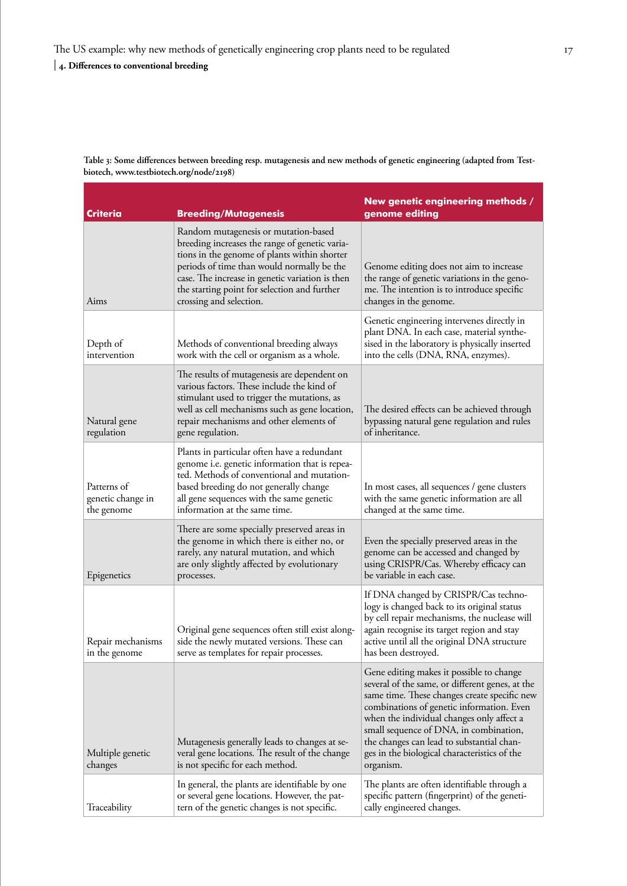**Table 3: Some differences between breeding resp. mutagenesis and new methods of genetic engineering (adapted from Testbiotech, www.testbiotech.org/node/2198)**

| Criteria | Breeding/Mutagenesis | New genetic engineering methods / genome editing |
|---|---|---|
| Aims | Random mutagenesis or mutation-based breeding increases the range of genetic variations in the genome of plants within shorter periods of time than would normally be the case. The increase in genetic variation is then the starting point for selection and further crossing and selection. | Genome editing does not aim to increase the range of genetic variations in the genome. The intention is to introduce specific changes in the genome. |
| Depth of intervention | Methods of conventional breeding always work with the cell or organism as a whole. | Genetic engineering intervenes directly in plant DNA. In each case, material synthesised in the laboratory is physically inserted into the cells (DNA, RNA, enzymes). |
| Natural gene regulation | The results of mutagenesis are dependent on various factors. These include the kind of stimulant used to trigger the mutations, as well as cell mechanisms such as gene location, repair mechanisms and other elements of gene regulation. | The desired effects can be achieved through bypassing natural gene regulation and rules of inheritance. |
| Patterns of genetic change in the genome | Plants in particular often have a redundant genome i.e. genetic information that is repeated. Methods of conventional and mutation-based breeding do not generally change all gene sequences with the same genetic information at the same time. | In most cases, all sequences / gene clusters with the same genetic information are all changed at the same time. |
| Epigenetics | There are some specially preserved areas in the genome in which there is either no, or rarely, any natural mutation, and which are only slightly affected by evolutionary processes. | Even the specially preserved areas in the genome can be accessed and changed by using CRISPR/Cas. Whereby efficacy can be variable in each case. |
| Repair mechanisms in the genome | Original gene sequences often still exist alongside the newly mutated versions. These can serve as templates for repair processes. | If DNA changed by CRISPR/Cas technology is changed back to its original status by cell repair mechanisms, the nuclease will again recognise its target region and stay active until all the original DNA structure has been destroyed. |
| Multiple genetic changes | Mutagenesis generally leads to changes at several gene locations. The result of the change is not specific for each method. | Gene editing makes it possible to change several of the same, or different genes, at the same time. These changes create specific new combinations of genetic information. Even when the individual changes only affect a small sequence of DNA, in combination, the changes can lead to substantial changes in the biological characteristics of the organism. |
| Traceability | In general, the plants are identifiable by one or several gene locations. However, the pattern of the genetic changes is not specific. | The plants are often identifiable through a specific pattern (fingerprint) of the genetically engineered changes. |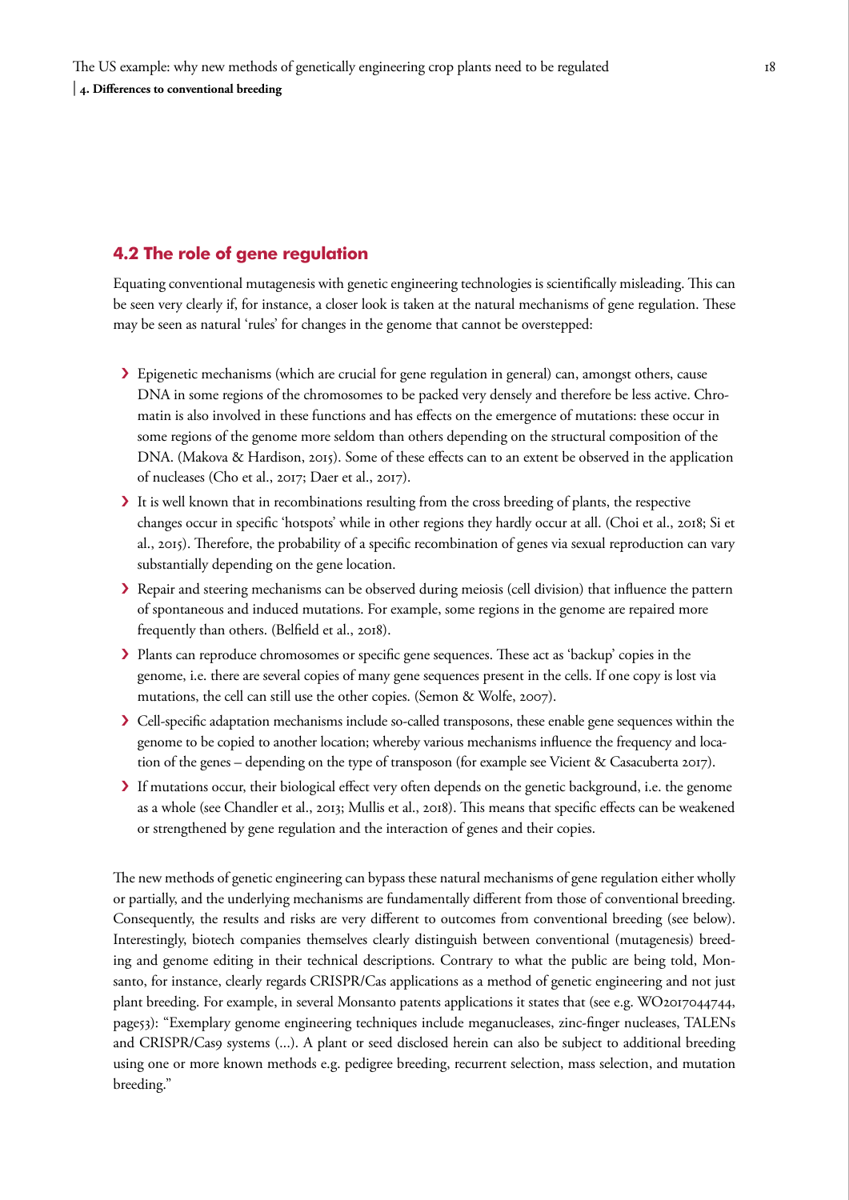## 4.2 The role of gene regulation

Equating conventional mutagenesis with genetic engineering technologies is scientifically misleading. This can be seen very clearly if, for instance, a closer look is taken at the natural mechanisms of gene regulation. These may be seen as natural 'rules' for changes in the genome that cannot be overstepped:

- Epigenetic mechanisms (which are crucial for gene regulation in general) can, amongst others, cause DNA in some regions of the chromosomes to be packed very densely and therefore be less active. Chromatin is also involved in these functions and has effects on the emergence of mutations: these occur in some regions of the genome more seldom than others depending on the structural composition of the DNA. (Makova & Hardison, 2015). Some of these effects can to an extent be observed in the application of nucleases (Cho et al., 2017; Daer et al., 2017).
- It is well known that in recombinations resulting from the cross breeding of plants, the respective changes occur in specific 'hotspots' while in other regions they hardly occur at all. (Choi et al., 2018; Si et al., 2015). Therefore, the probability of a specific recombination of genes via sexual reproduction can vary substantially depending on the gene location.
- Repair and steering mechanisms can be observed during meiosis (cell division) that influence the pattern of spontaneous and induced mutations. For example, some regions in the genome are repaired more frequently than others. (Belfield et al., 2018).
- Plants can reproduce chromosomes or specific gene sequences. These act as 'backup' copies in the genome, i.e. there are several copies of many gene sequences present in the cells. If one copy is lost via mutations, the cell can still use the other copies. (Semon & Wolfe, 2007).
- Cell-specific adaptation mechanisms include so-called transposons, these enable gene sequences within the genome to be copied to another location; whereby various mechanisms influence the frequency and location of the genes – depending on the type of transposon (for example see Vicient & Casacuberta 2017).
- If mutations occur, their biological effect very often depends on the genetic background, i.e. the genome as a whole (see Chandler et al., 2013; Mullis et al., 2018). This means that specific effects can be weakened or strengthened by gene regulation and the interaction of genes and their copies.

The new methods of genetic engineering can bypass these natural mechanisms of gene regulation either wholly or partially, and the underlying mechanisms are fundamentally different from those of conventional breeding. Consequently, the results and risks are very different to outcomes from conventional breeding (see below). Interestingly, biotech companies themselves clearly distinguish between conventional (mutagenesis) breeding and genome editing in their technical descriptions. Contrary to what the public are being told, Monsanto, for instance, clearly regards CRISPR/Cas applications as a method of genetic engineering and not just plant breeding. For example, in several Monsanto patents applications it states that (see e.g. WO2017044744, page53): "Exemplary genome engineering techniques include meganucleases, zinc-finger nucleases, TALENs and CRISPR/Cas9 systems (...). A plant or seed disclosed herein can also be subject to additional breeding using one or more known methods e.g. pedigree breeding, recurrent selection, mass selection, and mutation breeding."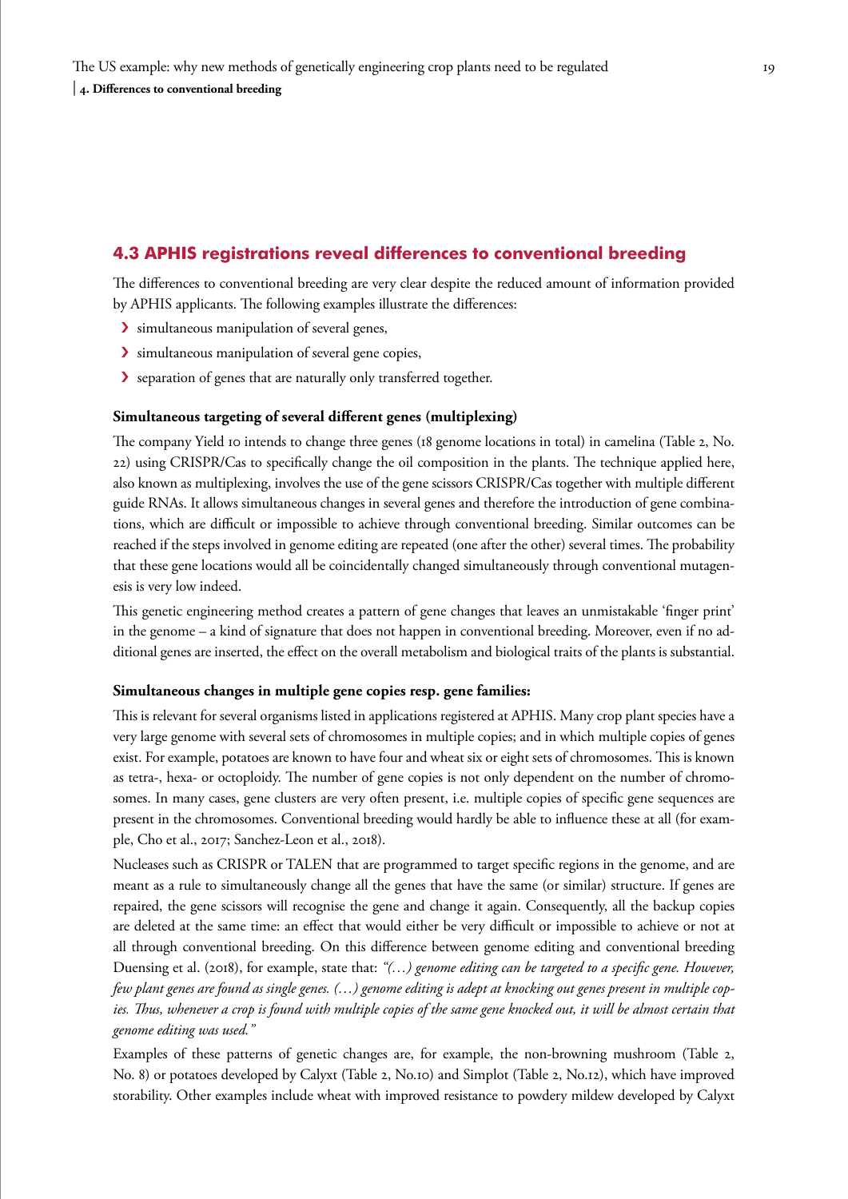## 4.3 APHIS registrations reveal differences to conventional breeding

The differences to conventional breeding are very clear despite the reduced amount of information provided by APHIS applicants. The following examples illustrate the differences:

- simultaneous manipulation of several genes,
- simultaneous manipulation of several gene copies,
- separation of genes that are naturally only transferred together.

### Simultaneous targeting of several different genes (multiplexing)

The company Yield 10 intends to change three genes (18 genome locations in total) in camelina (Table 2, No. 22) using CRISPR/Cas to specifically change the oil composition in the plants. The technique applied here, also known as multiplexing, involves the use of the gene scissors CRISPR/Cas together with multiple different guide RNAs. It allows simultaneous changes in several genes and therefore the introduction of gene combinations, which are difficult or impossible to achieve through conventional breeding. Similar outcomes can be reached if the steps involved in genome editing are repeated (one after the other) several times. The probability that these gene locations would all be coincidentally changed simultaneously through conventional mutagenesis is very low indeed.

This genetic engineering method creates a pattern of gene changes that leaves an unmistakable 'finger print' in the genome – a kind of signature that does not happen in conventional breeding. Moreover, even if no additional genes are inserted, the effect on the overall metabolism and biological traits of the plants is substantial.

### Simultaneous changes in multiple gene copies resp. gene families:

This is relevant for several organisms listed in applications registered at APHIS. Many crop plant species have a very large genome with several sets of chromosomes in multiple copies; and in which multiple copies of genes exist. For example, potatoes are known to have four and wheat six or eight sets of chromosomes. This is known as tetra-, hexa- or octoploidy. The number of gene copies is not only dependent on the number of chromosomes. In many cases, gene clusters are very often present, i.e. multiple copies of specific gene sequences are present in the chromosomes. Conventional breeding would hardly be able to influence these at all (for example, Cho et al., 2017; Sanchez-Leon et al., 2018).

Nucleases such as CRISPR or TALEN that are programmed to target specific regions in the genome, and are meant as a rule to simultaneously change all the genes that have the same (or similar) structure. If genes are repaired, the gene scissors will recognise the gene and change it again. Consequently, all the backup copies are deleted at the same time: an effect that would either be very difficult or impossible to achieve or not at all through conventional breeding. On this difference between genome editing and conventional breeding Duensing et al. (2018), for example, state that: *"(…) genome editing can be targeted to a specific gene. However, few plant genes are found as single genes. (…) genome editing is adept at knocking out genes present in multiple copies. Thus, whenever a crop is found with multiple copies of the same gene knocked out, it will be almost certain that genome editing was used."*

Examples of these patterns of genetic changes are, for example, the non-browning mushroom (Table 2, No. 8) or potatoes developed by Calyxt (Table 2, No.10) and Simplot (Table 2, No.12), which have improved storability. Other examples include wheat with improved resistance to powdery mildew developed by Calyxt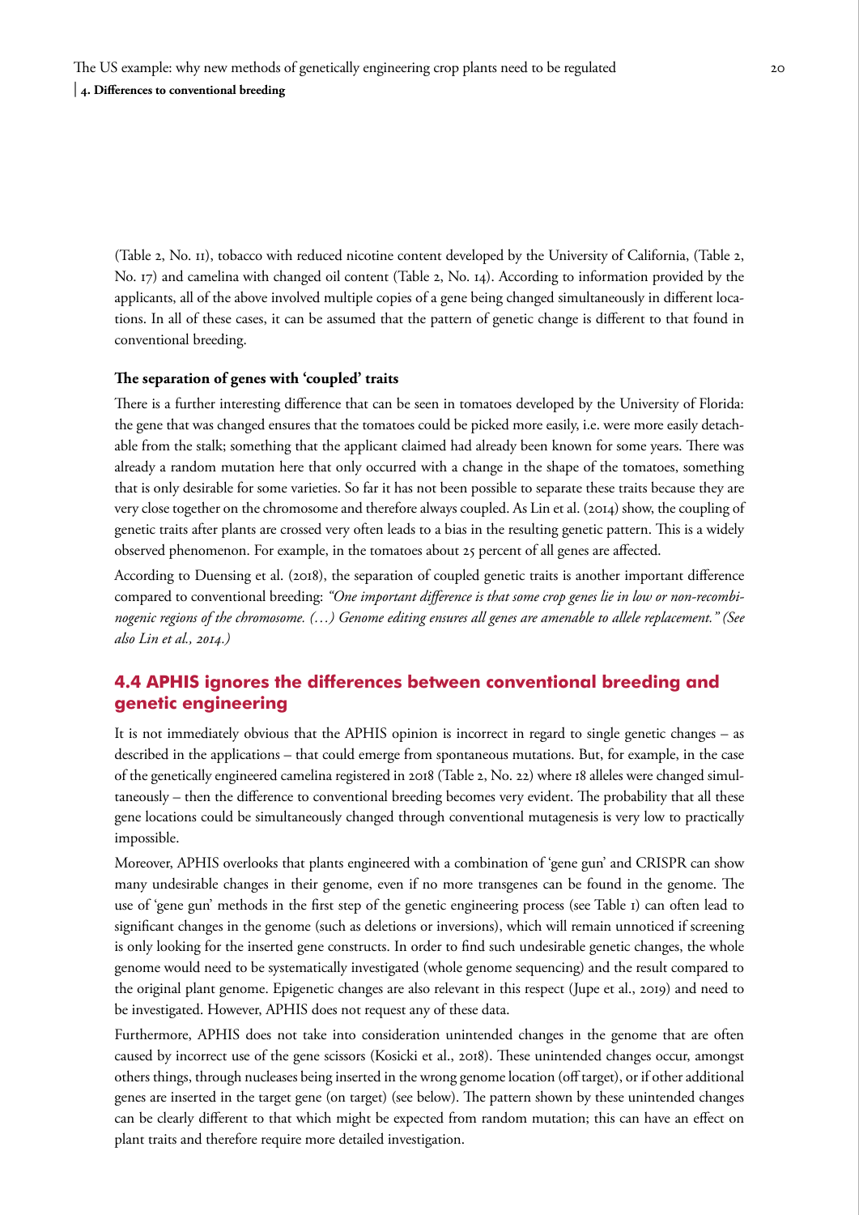(Table 2, No. 11), tobacco with reduced nicotine content developed by the University of California, (Table 2, No. 17) and camelina with changed oil content (Table 2, No. 14). According to information provided by the applicants, all of the above involved multiple copies of a gene being changed simultaneously in different locations. In all of these cases, it can be assumed that the pattern of genetic change is different to that found in conventional breeding.

**The separation of genes with 'coupled' traits**

There is a further interesting difference that can be seen in tomatoes developed by the University of Florida: the gene that was changed ensures that the tomatoes could be picked more easily, i.e. were more easily detachable from the stalk; something that the applicant claimed had already been known for some years. There was already a random mutation here that only occurred with a change in the shape of the tomatoes, something that is only desirable for some varieties. So far it has not been possible to separate these traits because they are very close together on the chromosome and therefore always coupled. As Lin et al. (2014) show, the coupling of genetic traits after plants are crossed very often leads to a bias in the resulting genetic pattern. This is a widely observed phenomenon. For example, in the tomatoes about 25 percent of all genes are affected.

According to Duensing et al. (2018), the separation of coupled genetic traits is another important difference compared to conventional breeding: *"One important difference is that some crop genes lie in low or non-recombinogenic regions of the chromosome. (…) Genome editing ensures all genes are amenable to allele replacement." (See also Lin et al., 2014.)*

## 4.4 APHIS ignores the differences between conventional breeding and genetic engineering

It is not immediately obvious that the APHIS opinion is incorrect in regard to single genetic changes – as described in the applications – that could emerge from spontaneous mutations. But, for example, in the case of the genetically engineered camelina registered in 2018 (Table 2, No. 22) where 18 alleles were changed simultaneously – then the difference to conventional breeding becomes very evident. The probability that all these gene locations could be simultaneously changed through conventional mutagenesis is very low to practically impossible.

Moreover, APHIS overlooks that plants engineered with a combination of 'gene gun' and CRISPR can show many undesirable changes in their genome, even if no more transgenes can be found in the genome. The use of 'gene gun' methods in the first step of the genetic engineering process (see Table 1) can often lead to significant changes in the genome (such as deletions or inversions), which will remain unnoticed if screening is only looking for the inserted gene constructs. In order to find such undesirable genetic changes, the whole genome would need to be systematically investigated (whole genome sequencing) and the result compared to the original plant genome. Epigenetic changes are also relevant in this respect (Jupe et al., 2019) and need to be investigated. However, APHIS does not request any of these data.

Furthermore, APHIS does not take into consideration unintended changes in the genome that are often caused by incorrect use of the gene scissors (Kosicki et al., 2018). These unintended changes occur, amongst others things, through nucleases being inserted in the wrong genome location (off target), or if other additional genes are inserted in the target gene (on target) (see below). The pattern shown by these unintended changes can be clearly different to that which might be expected from random mutation; this can have an effect on plant traits and therefore require more detailed investigation.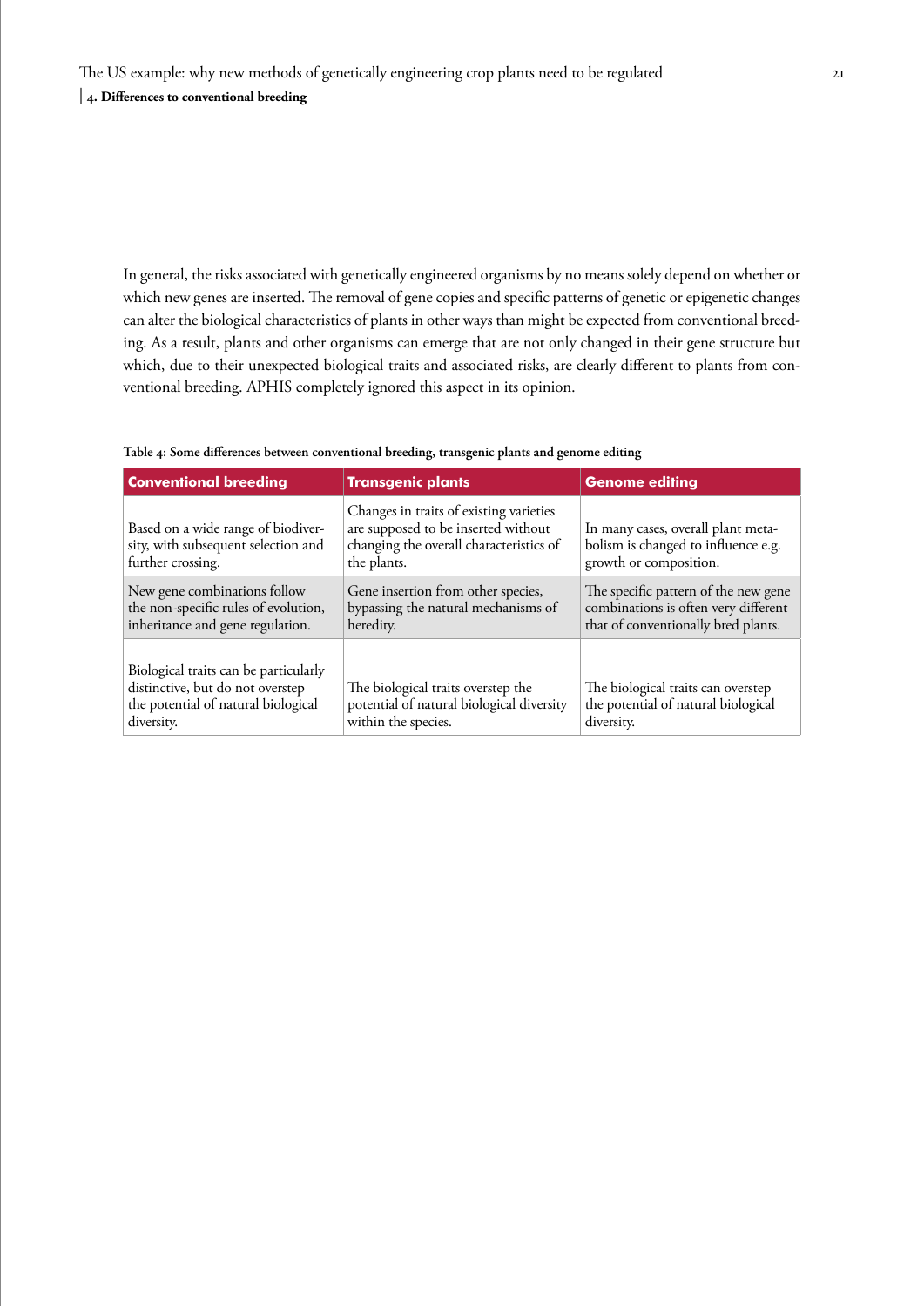In general, the risks associated with genetically engineered organisms by no means solely depend on whether or which new genes are inserted. The removal of gene copies and specific patterns of genetic or epigenetic changes can alter the biological characteristics of plants in other ways than might be expected from conventional breeding. As a result, plants and other organisms can emerge that are not only changed in their gene structure but which, due to their unexpected biological traits and associated risks, are clearly different to plants from conventional breeding. APHIS completely ignored this aspect in its opinion.

**Table 4: Some differences between conventional breeding, transgenic plants and genome editing**

| Conventional breeding | Transgenic plants | Genome editing |
| --- | --- | --- |
| Based on a wide range of biodiversity, with subsequent selection and further crossing. | Changes in traits of existing varieties are supposed to be inserted without changing the overall characteristics of the plants. | In many cases, overall plant metabolism is changed to influence e.g. growth or composition. |
| New gene combinations follow the non-specific rules of evolution, inheritance and gene regulation. | Gene insertion from other species, bypassing the natural mechanisms of heredity. | The specific pattern of the new gene combinations is often very different that of conventionally bred plants. |
| Biological traits can be particularly distinctive, but do not overstep the potential of natural biological diversity. | The biological traits overstep the potential of natural biological diversity within the species. | The biological traits can overstep the potential of natural biological diversity. |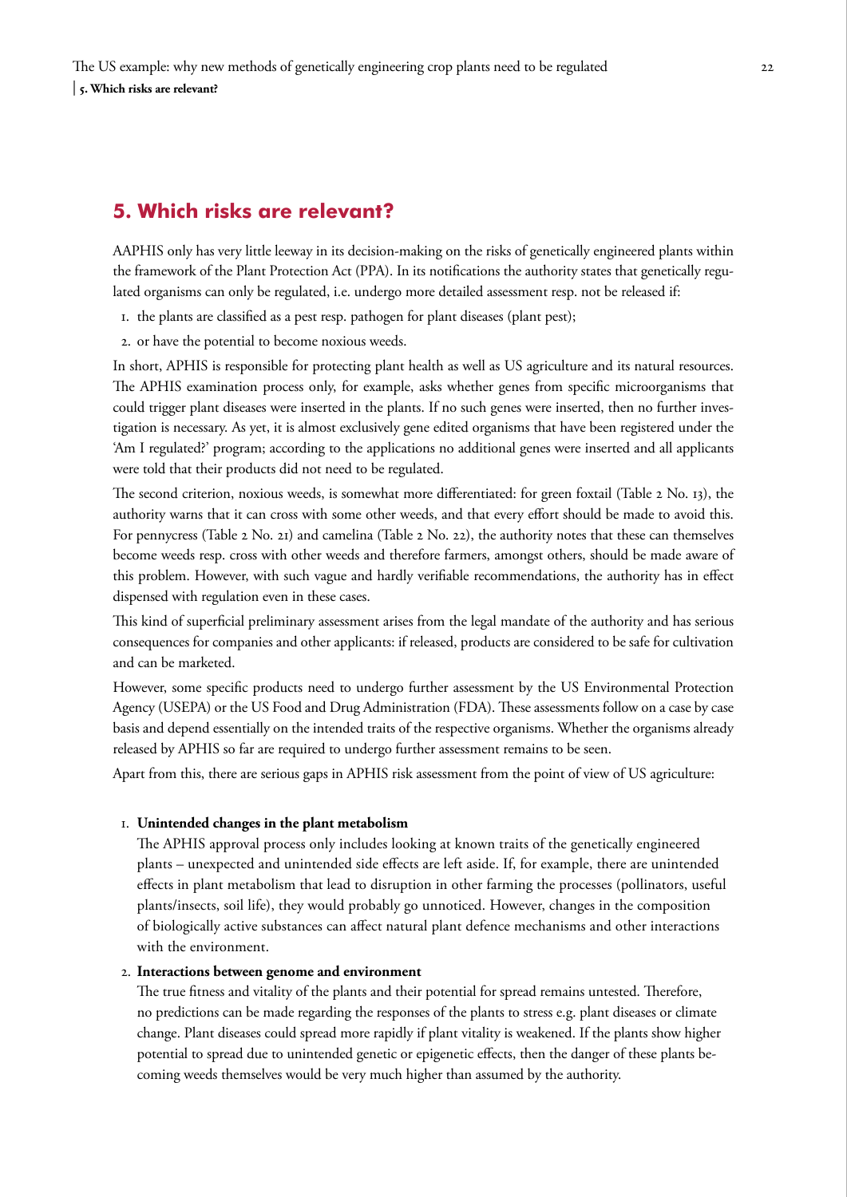## 5. Which risks are relevant?

AAPHIS only has very little leeway in its decision-making on the risks of genetically engineered plants within the framework of the Plant Protection Act (PPA). In its notifications the authority states that genetically regulated organisms can only be regulated, i.e. undergo more detailed assessment resp. not be released if:

1. the plants are classified as a pest resp. pathogen for plant diseases (plant pest);
2. or have the potential to become noxious weeds.

In short, APHIS is responsible for protecting plant health as well as US agriculture and its natural resources. The APHIS examination process only, for example, asks whether genes from specific microorganisms that could trigger plant diseases were inserted in the plants. If no such genes were inserted, then no further investigation is necessary. As yet, it is almost exclusively gene edited organisms that have been registered under the 'Am I regulated?' program; according to the applications no additional genes were inserted and all applicants were told that their products did not need to be regulated.

The second criterion, noxious weeds, is somewhat more differentiated: for green foxtail (Table 2 No. 13), the authority warns that it can cross with some other weeds, and that every effort should be made to avoid this. For pennycress (Table 2 No. 21) and camelina (Table 2 No. 22), the authority notes that these can themselves become weeds resp. cross with other weeds and therefore farmers, amongst others, should be made aware of this problem. However, with such vague and hardly verifiable recommendations, the authority has in effect dispensed with regulation even in these cases.

This kind of superficial preliminary assessment arises from the legal mandate of the authority and has serious consequences for companies and other applicants: if released, products are considered to be safe for cultivation and can be marketed.

However, some specific products need to undergo further assessment by the US Environmental Protection Agency (USEPA) or the US Food and Drug Administration (FDA). These assessments follow on a case by case basis and depend essentially on the intended traits of the respective organisms. Whether the organisms already released by APHIS so far are required to undergo further assessment remains to be seen.

Apart from this, there are serious gaps in APHIS risk assessment from the point of view of US agriculture:

1. **Unintended changes in the plant metabolism**
   The APHIS approval process only includes looking at known traits of the genetically engineered plants – unexpected and unintended side effects are left aside. If, for example, there are unintended effects in plant metabolism that lead to disruption in other farming the processes (pollinators, useful plants/insects, soil life), they would probably go unnoticed. However, changes in the composition of biologically active substances can affect natural plant defence mechanisms and other interactions with the environment.

2. **Interactions between genome and environment**
   The true fitness and vitality of the plants and their potential for spread remains untested. Therefore, no predictions can be made regarding the responses of the plants to stress e.g. plant diseases or climate change. Plant diseases could spread more rapidly if plant vitality is weakened. If the plants show higher potential to spread due to unintended genetic or epigenetic effects, then the danger of these plants becoming weeds themselves would be very much higher than assumed by the authority.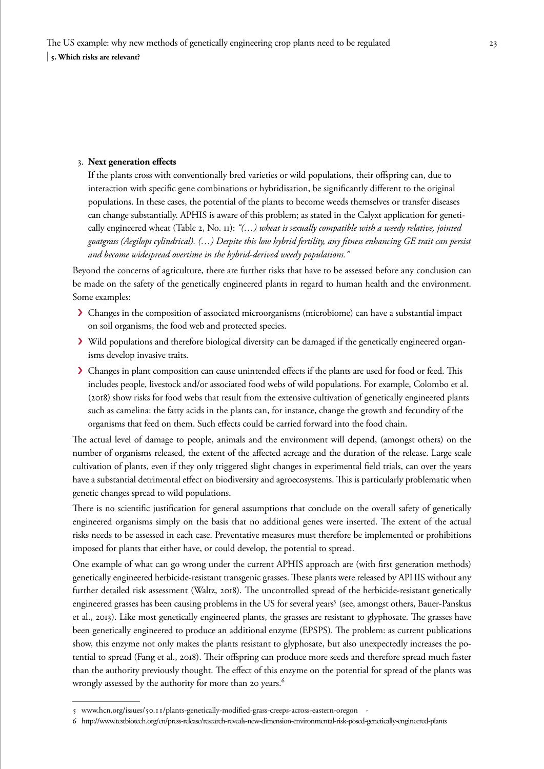3. **Next generation effects**

   If the plants cross with conventionally bred varieties or wild populations, their offspring can, due to interaction with specific gene combinations or hybridisation, be significantly different to the original populations. In these cases, the potential of the plants to become weeds themselves or transfer diseases can change substantially. APHIS is aware of this problem; as stated in the Calyxt application for genetically engineered wheat (Table 2, No. 11): *"(…) wheat is sexually compatible with a weedy relative, jointed goatgrass (Aegilops cylindrical). (…) Despite this low hybrid fertility, any fitness enhancing GE trait can persist and become widespread overtime in the hybrid-derived weedy populations."*

Beyond the concerns of agriculture, there are further risks that have to be assessed before any conclusion can be made on the safety of the genetically engineered plants in regard to human health and the environment. Some examples:

- Changes in the composition of associated microorganisms (microbiome) can have a substantial impact on soil organisms, the food web and protected species.
- Wild populations and therefore biological diversity can be damaged if the genetically engineered organisms develop invasive traits.
- Changes in plant composition can cause unintended effects if the plants are used for food or feed. This includes people, livestock and/or associated food webs of wild populations. For example, Colombo et al. (2018) show risks for food webs that result from the extensive cultivation of genetically engineered plants such as camelina: the fatty acids in the plants can, for instance, change the growth and fecundity of the organisms that feed on them. Such effects could be carried forward into the food chain.

The actual level of damage to people, animals and the environment will depend, (amongst others) on the number of organisms released, the extent of the affected acreage and the duration of the release. Large scale cultivation of plants, even if they only triggered slight changes in experimental field trials, can over the years have a substantial detrimental effect on biodiversity and agroecosystems. This is particularly problematic when genetic changes spread to wild populations.

There is no scientific justification for general assumptions that conclude on the overall safety of genetically engineered organisms simply on the basis that no additional genes were inserted. The extent of the actual risks needs to be assessed in each case. Preventative measures must therefore be implemented or prohibitions imposed for plants that either have, or could develop, the potential to spread.

One example of what can go wrong under the current APHIS approach are (with first generation methods) genetically engineered herbicide-resistant transgenic grasses. These plants were released by APHIS without any further detailed risk assessment (Waltz, 2018). The uncontrolled spread of the herbicide-resistant genetically engineered grasses has been causing problems in the US for several years[5] (see, amongst others, Bauer-Panskus et al., 2013). Like most genetically engineered plants, the grasses are resistant to glyphosate. The grasses have been genetically engineered to produce an additional enzyme (EPSPS). The problem: as current publications show, this enzyme not only makes the plants resistant to glyphosate, but also unexpectedly increases the potential to spread (Fang et al., 2018). Their offspring can produce more seeds and therefore spread much faster than the authority previously thought. The effect of this enzyme on the potential for spread of the plants was wrongly assessed by the authority for more than 20 years.[6]

---

5 www.hcn.org/issues/50.11/plants-genetically-modified-grass-creeps-across-eastern-oregon -

6 http://www.testbiotech.org/en/press-release/research-reveals-new-dimension-environmental-risk-posed-genetically-engineered-plants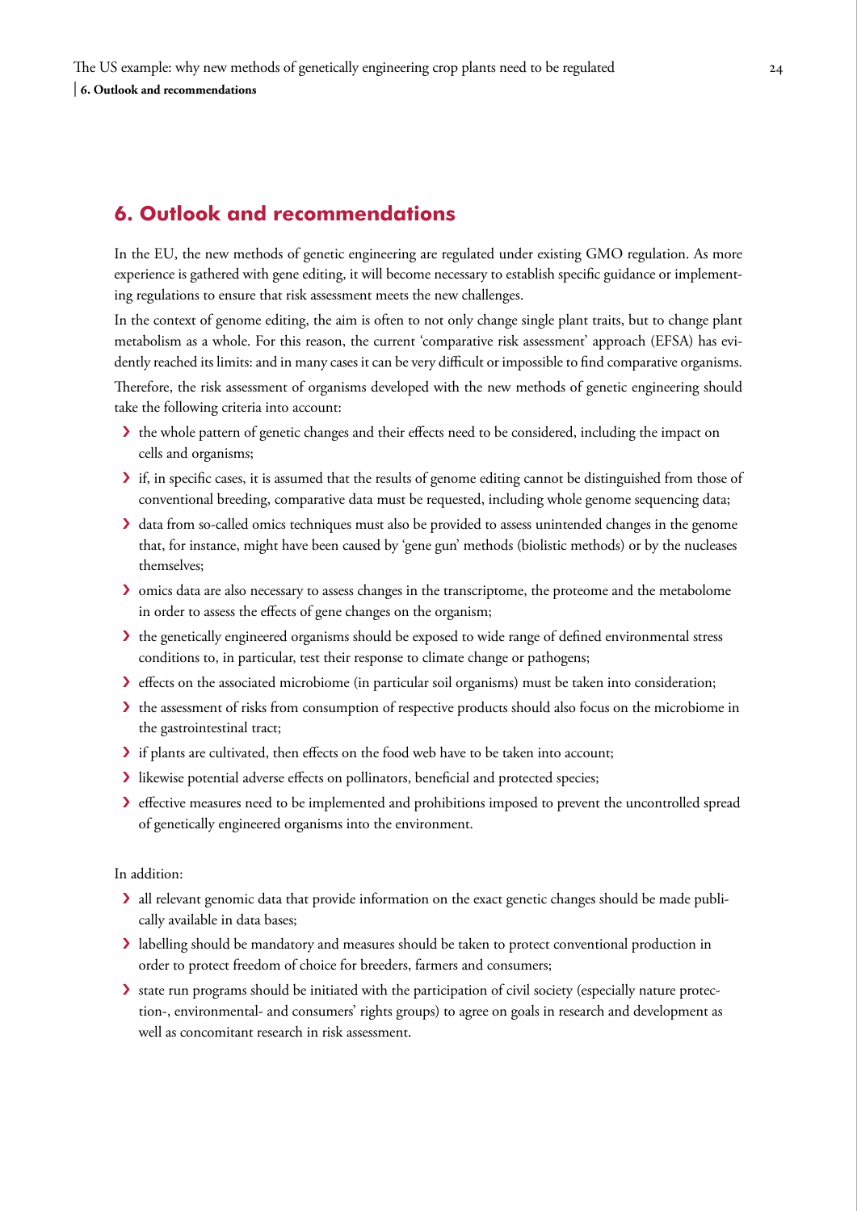## 6. Outlook and recommendations

In the EU, the new methods of genetic engineering are regulated under existing GMO regulation. As more experience is gathered with gene editing, it will become necessary to establish specific guidance or implementing regulations to ensure that risk assessment meets the new challenges.

In the context of genome editing, the aim is often to not only change single plant traits, but to change plant metabolism as a whole. For this reason, the current 'comparative risk assessment' approach (EFSA) has evidently reached its limits: and in many cases it can be very difficult or impossible to find comparative organisms.

Therefore, the risk assessment of organisms developed with the new methods of genetic engineering should take the following criteria into account:

- the whole pattern of genetic changes and their effects need to be considered, including the impact on cells and organisms;
- if, in specific cases, it is assumed that the results of genome editing cannot be distinguished from those of conventional breeding, comparative data must be requested, including whole genome sequencing data;
- data from so-called omics techniques must also be provided to assess unintended changes in the genome that, for instance, might have been caused by 'gene gun' methods (biolistic methods) or by the nucleases themselves;
- omics data are also necessary to assess changes in the transcriptome, the proteome and the metabolome in order to assess the effects of gene changes on the organism;
- the genetically engineered organisms should be exposed to wide range of defined environmental stress conditions to, in particular, test their response to climate change or pathogens;
- effects on the associated microbiome (in particular soil organisms) must be taken into consideration;
- the assessment of risks from consumption of respective products should also focus on the microbiome in the gastrointestinal tract;
- if plants are cultivated, then effects on the food web have to be taken into account;
- likewise potential adverse effects on pollinators, beneficial and protected species;
- effective measures need to be implemented and prohibitions imposed to prevent the uncontrolled spread of genetically engineered organisms into the environment.

In addition:

- all relevant genomic data that provide information on the exact genetic changes should be made publically available in data bases;
- labelling should be mandatory and measures should be taken to protect conventional production in order to protect freedom of choice for breeders, farmers and consumers;
- state run programs should be initiated with the participation of civil society (especially nature protection-, environmental- and consumers' rights groups) to agree on goals in research and development as well as concomitant research in risk assessment.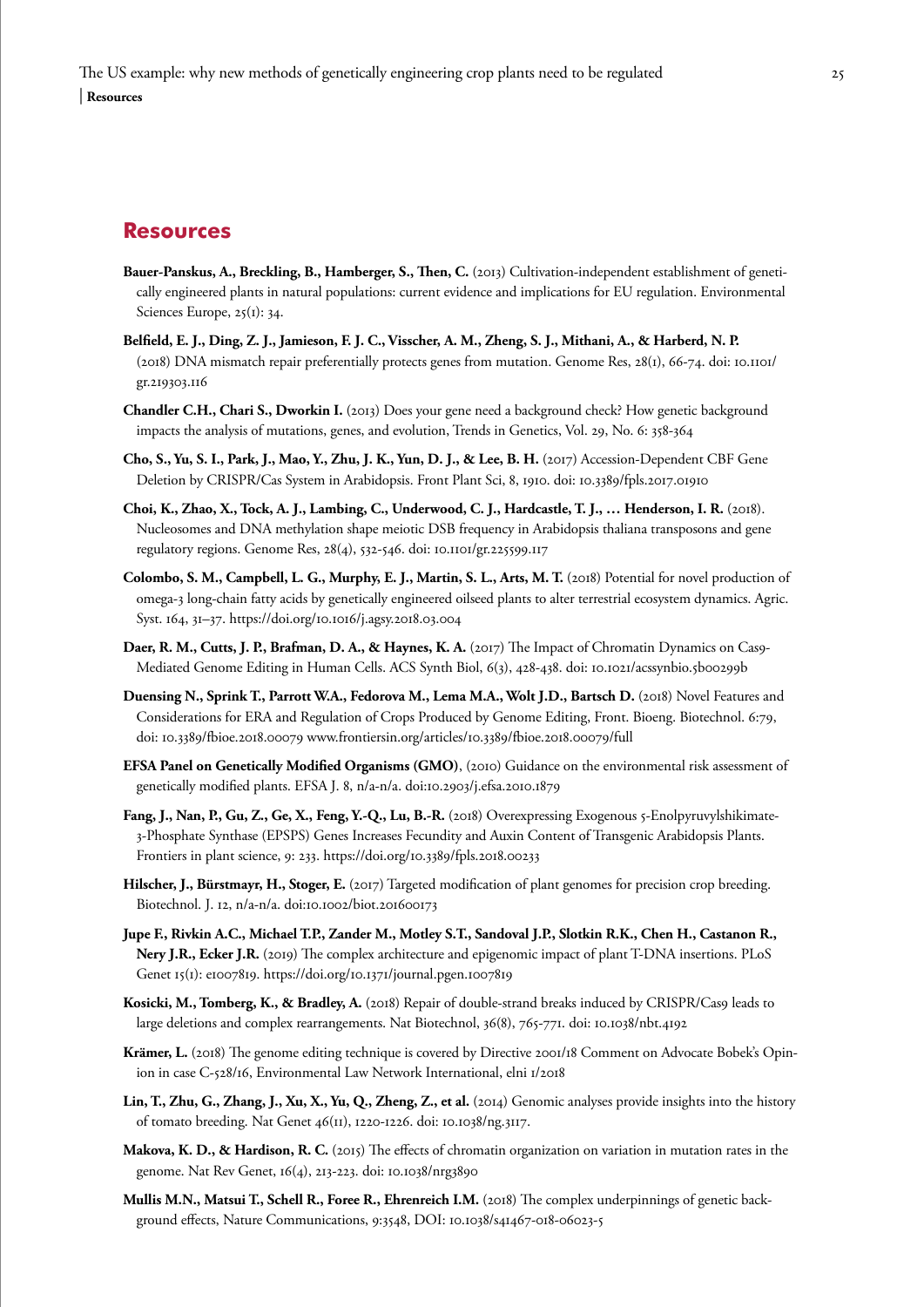## Resources

**Bauer-Panskus, A., Breckling, B., Hamberger, S., Then, C.** (2013) Cultivation-independent establishment of genetically engineered plants in natural populations: current evidence and implications for EU regulation. Environmental Sciences Europe, 25(1): 34.

**Belfield, E. J., Ding, Z. J., Jamieson, F. J. C., Visscher, A. M., Zheng, S. J., Mithani, A., & Harberd, N. P.** (2018) DNA mismatch repair preferentially protects genes from mutation. Genome Res, 28(1), 66-74. doi: 10.1101/gr.219303.116

**Chandler C.H., Chari S., Dworkin I.** (2013) Does your gene need a background check? How genetic background impacts the analysis of mutations, genes, and evolution, Trends in Genetics, Vol. 29, No. 6: 358-364

**Cho, S., Yu, S. I., Park, J., Mao, Y., Zhu, J. K., Yun, D. J., & Lee, B. H.** (2017) Accession-Dependent CBF Gene Deletion by CRISPR/Cas System in Arabidopsis. Front Plant Sci, 8, 1910. doi: 10.3389/fpls.2017.01910

**Choi, K., Zhao, X., Tock, A. J., Lambing, C., Underwood, C. J., Hardcastle, T. J., … Henderson, I. R.** (2018). Nucleosomes and DNA methylation shape meiotic DSB frequency in Arabidopsis thaliana transposons and gene regulatory regions. Genome Res, 28(4), 532-546. doi: 10.1101/gr.225599.117

**Colombo, S. M., Campbell, L. G., Murphy, E. J., Martin, S. L., Arts, M. T.** (2018) Potential for novel production of omega-3 long-chain fatty acids by genetically engineered oilseed plants to alter terrestrial ecosystem dynamics. Agric. Syst. 164, 31–37. https://doi.org/10.1016/j.agsy.2018.03.004

**Daer, R. M., Cutts, J. P., Brafman, D. A., & Haynes, K. A.** (2017) The Impact of Chromatin Dynamics on Cas9-Mediated Genome Editing in Human Cells. ACS Synth Biol, 6(3), 428-438. doi: 10.1021/acssynbio.5b00299b

**Duensing N., Sprink T., Parrott W.A., Fedorova M., Lema M.A., Wolt J.D., Bartsch D.** (2018) Novel Features and Considerations for ERA and Regulation of Crops Produced by Genome Editing, Front. Bioeng. Biotechnol. 6:79, doi: 10.3389/fbioe.2018.00079 www.frontiersin.org/articles/10.3389/fbioe.2018.00079/full

**EFSA Panel on Genetically Modified Organisms (GMO)**, (2010) Guidance on the environmental risk assessment of genetically modified plants. EFSA J. 8, n/a-n/a. doi:10.2903/j.efsa.2010.1879

**Fang, J., Nan, P., Gu, Z., Ge, X., Feng, Y.-Q., Lu, B.-R.** (2018) Overexpressing Exogenous 5-Enolpyruvylshikimate-3-Phosphate Synthase (EPSPS) Genes Increases Fecundity and Auxin Content of Transgenic Arabidopsis Plants. Frontiers in plant science, 9: 233. https://doi.org/10.3389/fpls.2018.00233

**Hilscher, J., Bürstmayr, H., Stoger, E.** (2017) Targeted modification of plant genomes for precision crop breeding. Biotechnol. J. 12, n/a-n/a. doi:10.1002/biot.201600173

**Jupe F., Rivkin A.C., Michael T.P., Zander M., Motley S.T., Sandoval J.P., Slotkin R.K., Chen H., Castanon R., Nery J.R., Ecker J.R.** (2019) The complex architecture and epigenomic impact of plant T-DNA insertions. PLoS Genet 15(1): e1007819. https://doi.org/10.1371/journal.pgen.1007819

**Kosicki, M., Tomberg, K., & Bradley, A.** (2018) Repair of double-strand breaks induced by CRISPR/Cas9 leads to large deletions and complex rearrangements. Nat Biotechnol, 36(8), 765-771. doi: 10.1038/nbt.4192

**Krämer, L.** (2018) The genome editing technique is covered by Directive 2001/18 Comment on Advocate Bobek's Opinion in case C-528/16, Environmental Law Network International, elni 1/2018

**Lin, T., Zhu, G., Zhang, J., Xu, X., Yu, Q., Zheng, Z., et al.** (2014) Genomic analyses provide insights into the history of tomato breeding. Nat Genet 46(11), 1220-1226. doi: 10.1038/ng.3117.

**Makova, K. D., & Hardison, R. C.** (2015) The effects of chromatin organization on variation in mutation rates in the genome. Nat Rev Genet, 16(4), 213-223. doi: 10.1038/nrg3890

**Mullis M.N., Matsui T., Schell R., Foree R., Ehrenreich I.M.** (2018) The complex underpinnings of genetic background effects, Nature Communications, 9:3548, DOI: 10.1038/s41467-018-06023-5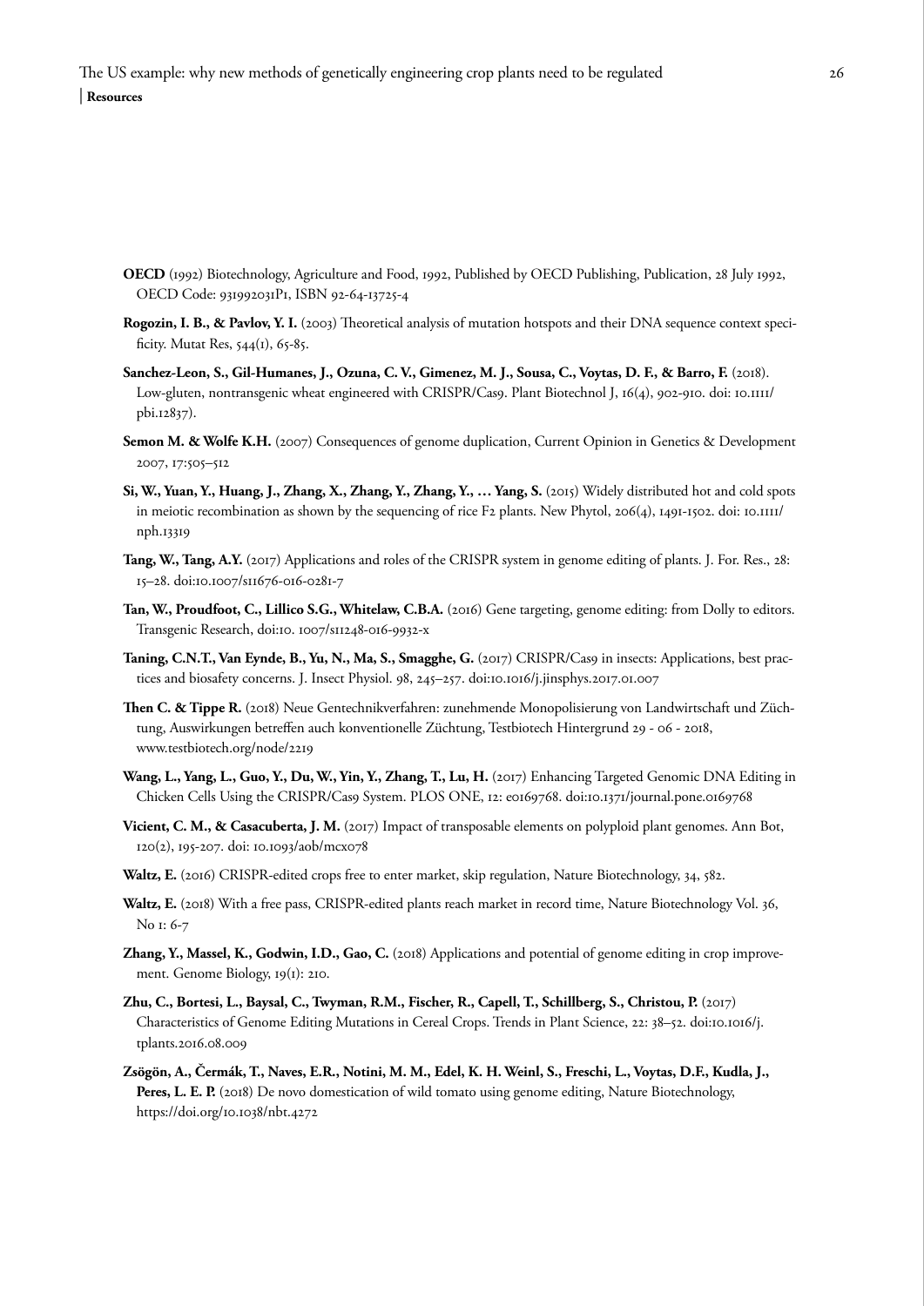**OECD** (1992) Biotechnology, Agriculture and Food, 1992, Published by OECD Publishing, Publication, 28 July 1992, OECD Code: 931992031P1, ISBN 92-64-13725-4

**Rogozin, I. B., & Pavlov, Y. I.** (2003) Theoretical analysis of mutation hotspots and their DNA sequence context specificity. Mutat Res, 544(1), 65-85.

**Sanchez-Leon, S., Gil-Humanes, J., Ozuna, C. V., Gimenez, M. J., Sousa, C., Voytas, D. F., & Barro, F.** (2018). Low-gluten, nontransgenic wheat engineered with CRISPR/Cas9. Plant Biotechnol J, 16(4), 902-910. doi: 10.1111/pbi.12837).

**Semon M. & Wolfe K.H.** (2007) Consequences of genome duplication, Current Opinion in Genetics & Development 2007, 17:505–512

**Si, W., Yuan, Y., Huang, J., Zhang, X., Zhang, Y., Zhang, Y., … Yang, S.** (2015) Widely distributed hot and cold spots in meiotic recombination as shown by the sequencing of rice F2 plants. New Phytol, 206(4), 1491-1502. doi: 10.1111/nph.13319

**Tang, W., Tang, A.Y.** (2017) Applications and roles of the CRISPR system in genome editing of plants. J. For. Res., 28: 15–28. doi:10.1007/s11676-016-0281-7

**Tan, W., Proudfoot, C., Lillico S.G., Whitelaw, C.B.A.** (2016) Gene targeting, genome editing: from Dolly to editors. Transgenic Research, doi:10. 1007/s11248-016-9932-x

**Taning, C.N.T., Van Eynde, B., Yu, N., Ma, S., Smagghe, G.** (2017) CRISPR/Cas9 in insects: Applications, best practices and biosafety concerns. J. Insect Physiol. 98, 245–257. doi:10.1016/j.jinsphys.2017.01.007

**Then C. & Tippe R.** (2018) Neue Gentechnikverfahren: zunehmende Monopolisierung von Landwirtschaft und Züchtung, Auswirkungen betreffen auch konventionelle Züchtung, Testbiotech Hintergrund 29 - 06 - 2018, www.testbiotech.org/node/2219

**Wang, L., Yang, L., Guo, Y., Du, W., Yin, Y., Zhang, T., Lu, H.** (2017) Enhancing Targeted Genomic DNA Editing in Chicken Cells Using the CRISPR/Cas9 System. PLOS ONE, 12: e0169768. doi:10.1371/journal.pone.0169768

**Vicient, C. M., & Casacuberta, J. M.** (2017) Impact of transposable elements on polyploid plant genomes. Ann Bot, 120(2), 195-207. doi: 10.1093/aob/mcx078

**Waltz, E.** (2016) CRISPR-edited crops free to enter market, skip regulation, Nature Biotechnology, 34, 582.

**Waltz, E.** (2018) With a free pass, CRISPR-edited plants reach market in record time, Nature Biotechnology Vol. 36, No 1: 6-7

**Zhang, Y., Massel, K., Godwin, I.D., Gao, C.** (2018) Applications and potential of genome editing in crop improvement. Genome Biology, 19(1): 210.

**Zhu, C., Bortesi, L., Baysal, C., Twyman, R.M., Fischer, R., Capell, T., Schillberg, S., Christou, P.** (2017) Characteristics of Genome Editing Mutations in Cereal Crops. Trends in Plant Science, 22: 38–52. doi:10.1016/j.tplants.2016.08.009

**Zsögön, A., Čermák, T., Naves, E.R., Notini, M. M., Edel, K. H. Weinl, S., Freschi, L., Voytas, D.F., Kudla, J., Peres, L. E. P.** (2018) De novo domestication of wild tomato using genome editing, Nature Biotechnology, https://doi.org/10.1038/nbt.4272